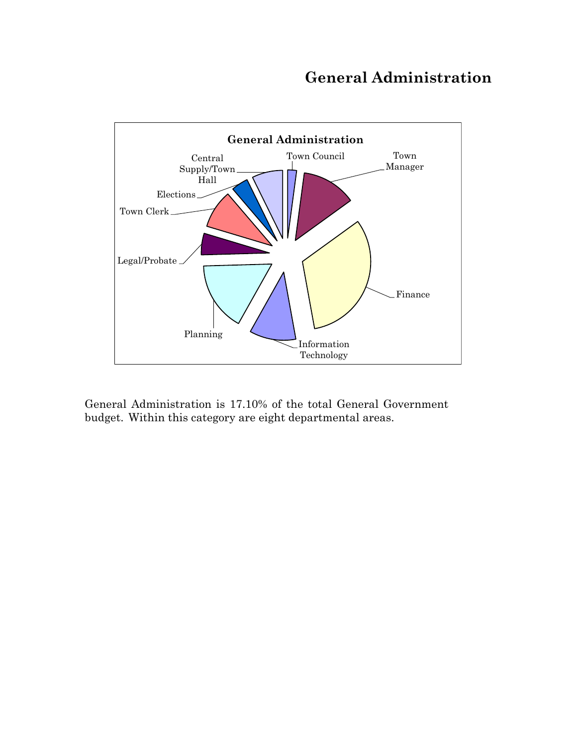# General Administration

General Administration is 17.10% of the total General Government budget. Within this category are eight departmental areas.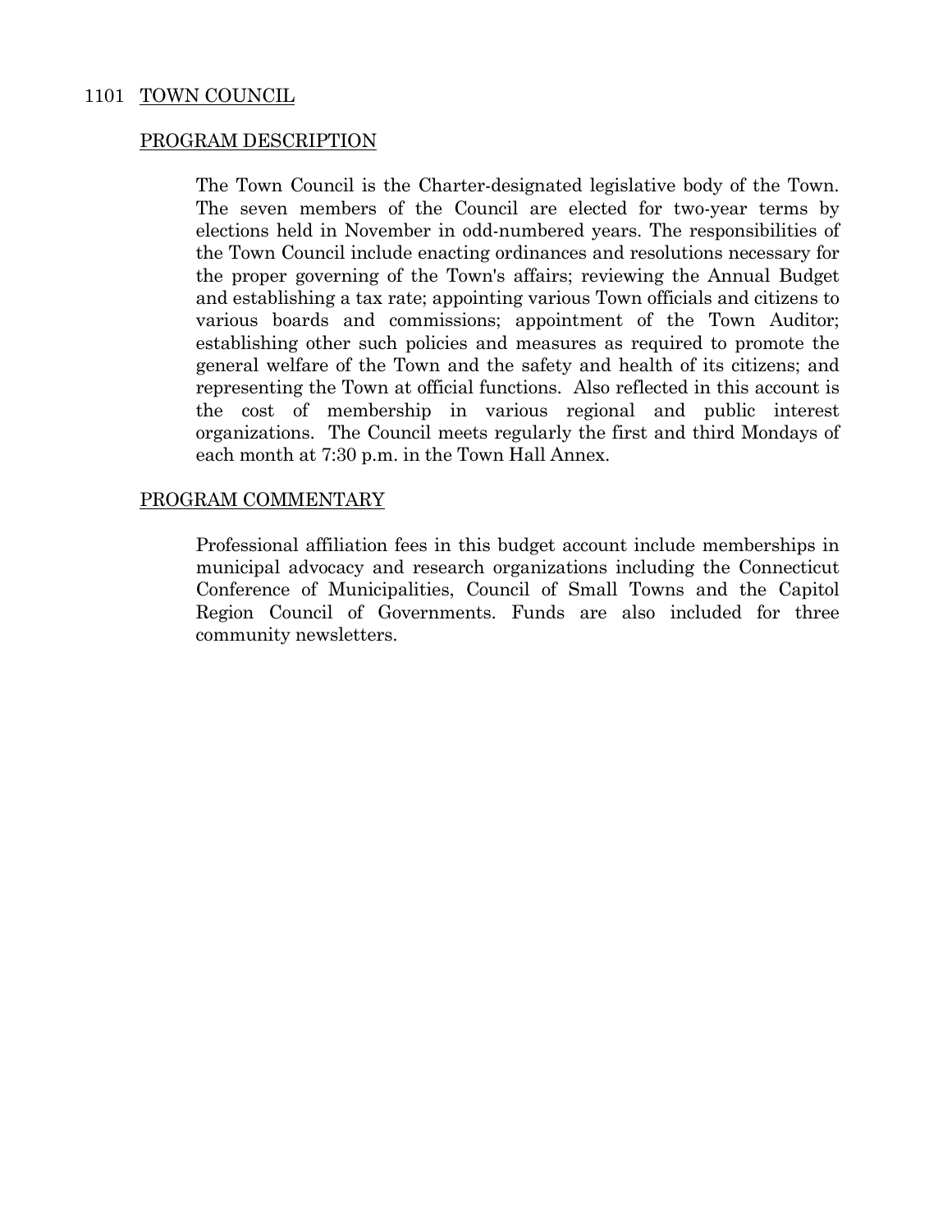## 1101 TOWN COUNCIL

### PROGRAM DESCRIPTION

The Town Council is the Charter-designated legislative body of the Town. The seven members of the Council are elected for two-year terms by elections held in November in odd-numbered years. The responsibilities of the Town Council include enacting ordinances and resolutions necessary for the proper governing of the Town's affairs; reviewing the Annual Budget and establishing a tax rate; appointing various Town officials and citizens to various boards and commissions; appointment of the Town Auditor; establishing other such policies and measures as required to promote the general welfare of the Town and the safety and health of its citizens; and representing the Town at official functions. Also reflected in this account is the cost of membership in various regional and public interest organizations. The Council meets regularly the first and third Mondays of each month at 7:30 p.m. in the Town Hall Annex.

### PROGRAM COMMENTARY

Professional affiliation fees in this budget account include memberships in municipal advocacy and research organizations including the Connecticut Conference of Municipalities, Council of Small Towns and the Capitol Region Council of Governments. Funds are also included for three community newsletters.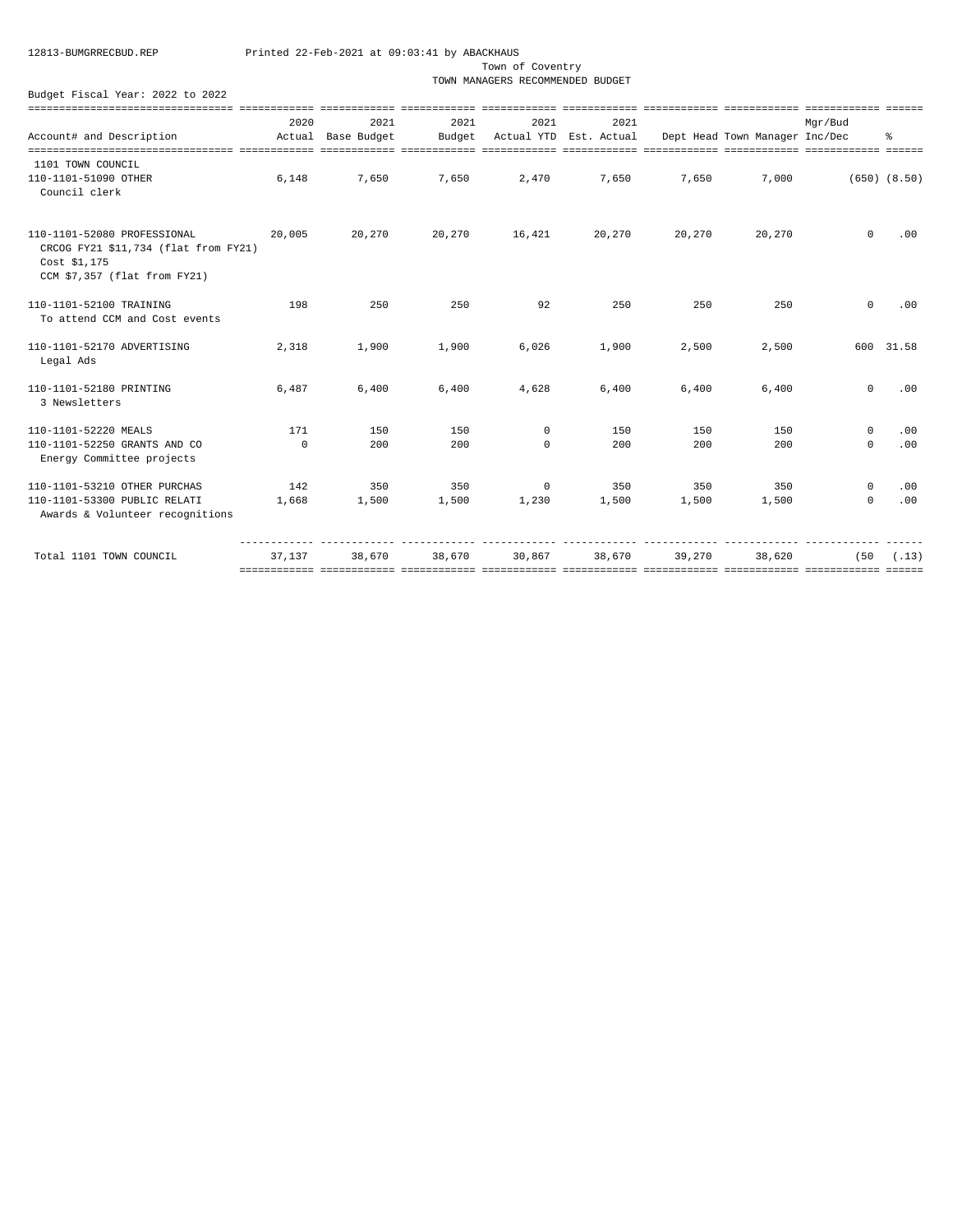12813-BUMGRRECBUD.REP Printed 22-Feb-2021 at 09:03:41 by ABACKHAUS

Town of Coventry
TOWN MANAGERS RECOMMENDED BUDGET

Budget Fiscal Year: 2022 to 2022

| Account# and Description | 2020 Actual | 2021 Base Budget | 2021 Budget | 2021 Actual YTD | 2021 Est. Actual | Dept Head | Town Manager | Mgr/Bud Inc/Dec | % |
|---|---|---|---|---|---|---|---|---|---|
| 1101 TOWN COUNCIL | | | | | | | | | |
| 110-1101-51090 OTHER<br>Council clerk | 6,148 | 7,650 | 7,650 | 2,470 | 7,650 | 7,650 | 7,000 | (650) | (8.50) |
| 110-1101-52080 PROFESSIONAL<br>CRCOG FY21 $11,734 (flat from FY21)<br>Cost $1,175<br>CCM $7,357 (flat from FY21) | 20,005 | 20,270 | 20,270 | 16,421 | 20,270 | 20,270 | 20,270 | 0 | .00 |
| 110-1101-52100 TRAINING<br>To attend CCM and Cost events | 198 | 250 | 250 | 92 | 250 | 250 | 250 | 0 | .00 |
| 110-1101-52170 ADVERTISING<br>Legal Ads | 2,318 | 1,900 | 1,900 | 6,026 | 1,900 | 2,500 | 2,500 | 600 | 31.58 |
| 110-1101-52180 PRINTING<br>3 Newsletters | 6,487 | 6,400 | 6,400 | 4,628 | 6,400 | 6,400 | 6,400 | 0 | .00 |
| 110-1101-52220 MEALS | 171 | 150 | 150 | 0 | 150 | 150 | 150 | 0 | .00 |
| 110-1101-52250 GRANTS AND CO<br>Energy Committee projects | 0 | 200 | 200 | 0 | 200 | 200 | 200 | 0 | .00 |
| 110-1101-53210 OTHER PURCHAS | 142 | 350 | 350 | 0 | 350 | 350 | 350 | 0 | .00 |
| 110-1101-53300 PUBLIC RELATI<br>Awards & Volunteer recognitions | 1,668 | 1,500 | 1,500 | 1,230 | 1,500 | 1,500 | 1,500 | 0 | .00 |
| Total 1101 TOWN COUNCIL | 37,137 | 38,670 | 38,670 | 30,867 | 38,670 | 39,270 | 38,620 | (50 | (.13) |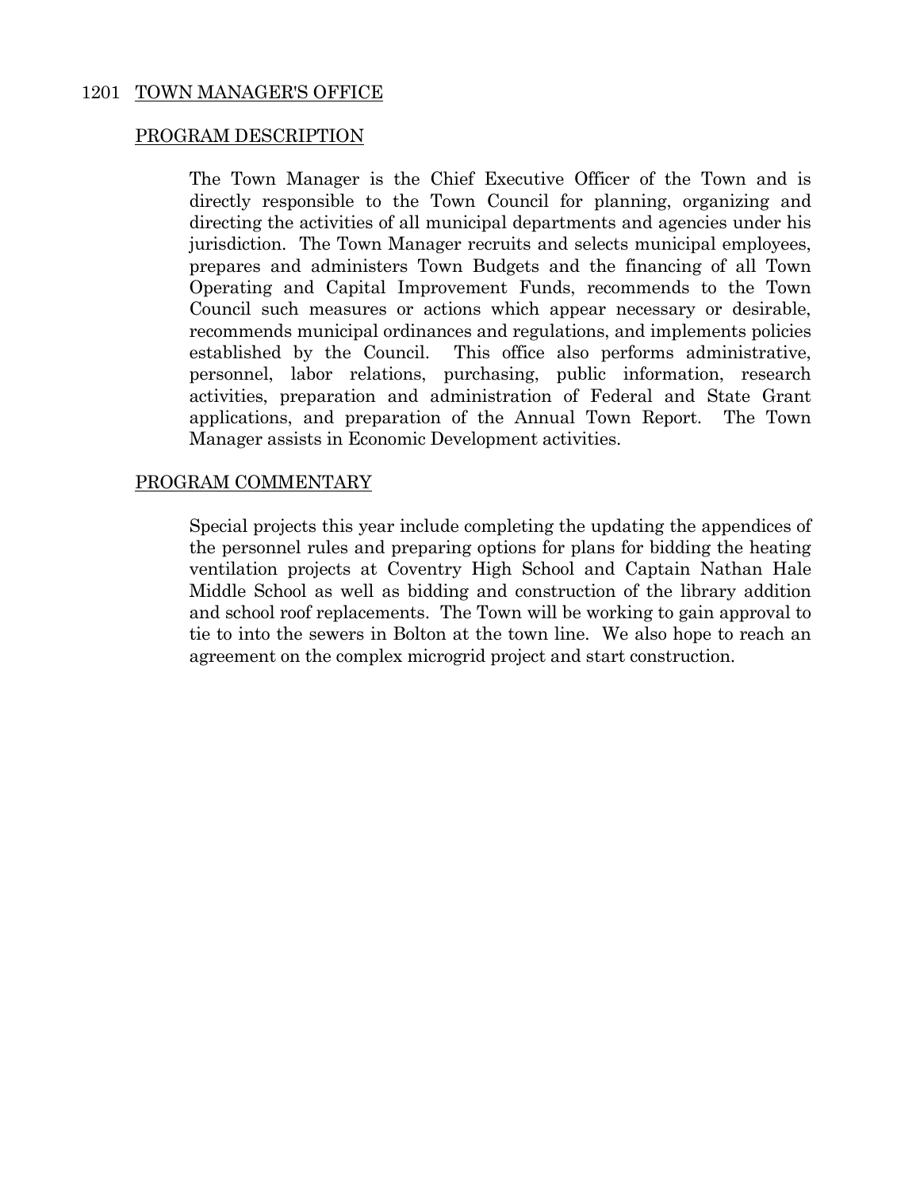## 1201 TOWN MANAGER'S OFFICE

### PROGRAM DESCRIPTION

The Town Manager is the Chief Executive Officer of the Town and is directly responsible to the Town Council for planning, organizing and directing the activities of all municipal departments and agencies under his jurisdiction. The Town Manager recruits and selects municipal employees, prepares and administers Town Budgets and the financing of all Town Operating and Capital Improvement Funds, recommends to the Town Council such measures or actions which appear necessary or desirable, recommends municipal ordinances and regulations, and implements policies established by the Council. This office also performs administrative, personnel, labor relations, purchasing, public information, research activities, preparation and administration of Federal and State Grant applications, and preparation of the Annual Town Report. The Town Manager assists in Economic Development activities.

### PROGRAM COMMENTARY

Special projects this year include completing the updating the appendices of the personnel rules and preparing options for plans for bidding the heating ventilation projects at Coventry High School and Captain Nathan Hale Middle School as well as bidding and construction of the library addition and school roof replacements. The Town will be working to gain approval to tie to into the sewers in Bolton at the town line. We also hope to reach an agreement on the complex microgrid project and start construction.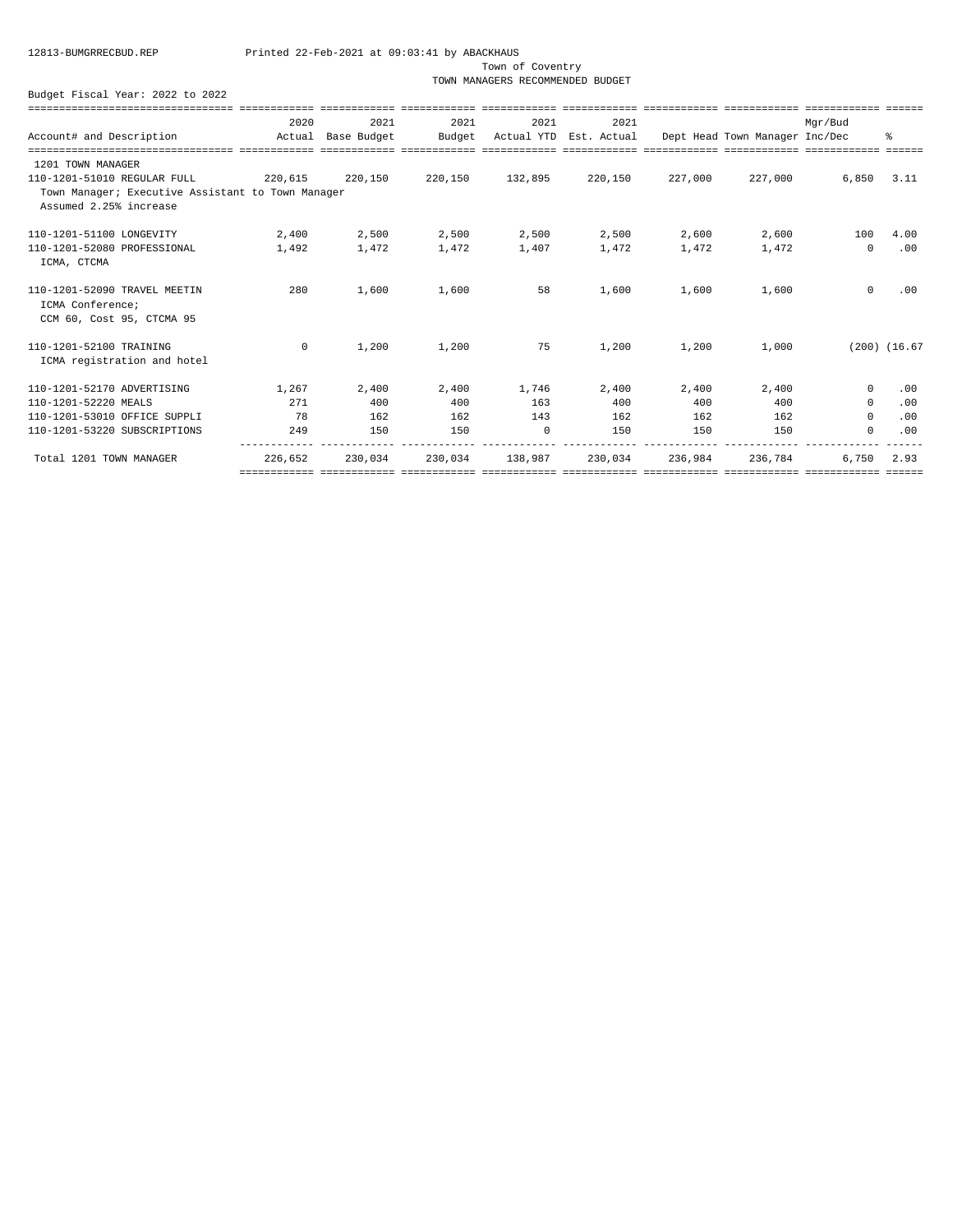12813-BUMGRRECBUD.REP Printed 22-Feb-2021 at 09:03:41 by ABACKHAUS

Town of Coventry

TOWN MANAGERS RECOMMENDED BUDGET

Budget Fiscal Year: 2022 to 2022

| Account# and Description | 2020 Actual | 2021 Base Budget | 2021 Budget | 2021 Actual YTD | 2021 Est. Actual | Dept Head | Town Manager | Mgr/Bud Inc/Dec | % |
|---|---|---|---|---|---|---|---|---|---|
| 1201 TOWN MANAGER | | | | | | | | | |
| 110-1201-51010 REGULAR FULL | 220,615 | 220,150 | 220,150 | 132,895 | 220,150 | 227,000 | 227,000 | 6,850 | 3.11 |
| Town Manager; Executive Assistant to Town Manager<br>Assumed 2.25% increase | | | | | | | | | |
| 110-1201-51100 LONGEVITY | 2,400 | 2,500 | 2,500 | 2,500 | 2,500 | 2,600 | 2,600 | 100 | 4.00 |
| 110-1201-52080 PROFESSIONAL | 1,492 | 1,472 | 1,472 | 1,407 | 1,472 | 1,472 | 1,472 | 0 | .00 |
| ICMA, CTCMA | | | | | | | | | |
| 110-1201-52090 TRAVEL MEETIN | 280 | 1,600 | 1,600 | 58 | 1,600 | 1,600 | 1,600 | 0 | .00 |
| ICMA Conference;<br>CCM 60, Cost 95, CTCMA 95 | | | | | | | | | |
| 110-1201-52100 TRAINING | 0 | 1,200 | 1,200 | 75 | 1,200 | 1,200 | 1,000 | (200) | (16.67 |
| ICMA registration and hotel | | | | | | | | | |
| 110-1201-52170 ADVERTISING | 1,267 | 2,400 | 2,400 | 1,746 | 2,400 | 2,400 | 2,400 | 0 | .00 |
| 110-1201-52220 MEALS | 271 | 400 | 400 | 163 | 400 | 400 | 400 | 0 | .00 |
| 110-1201-53010 OFFICE SUPPLI | 78 | 162 | 162 | 143 | 162 | 162 | 162 | 0 | .00 |
| 110-1201-53220 SUBSCRIPTIONS | 249 | 150 | 150 | 0 | 150 | 150 | 150 | 0 | .00 |
| Total 1201 TOWN MANAGER | 226,652 | 230,034 | 230,034 | 138,987 | 230,034 | 236,984 | 236,784 | 6,750 | 2.93 |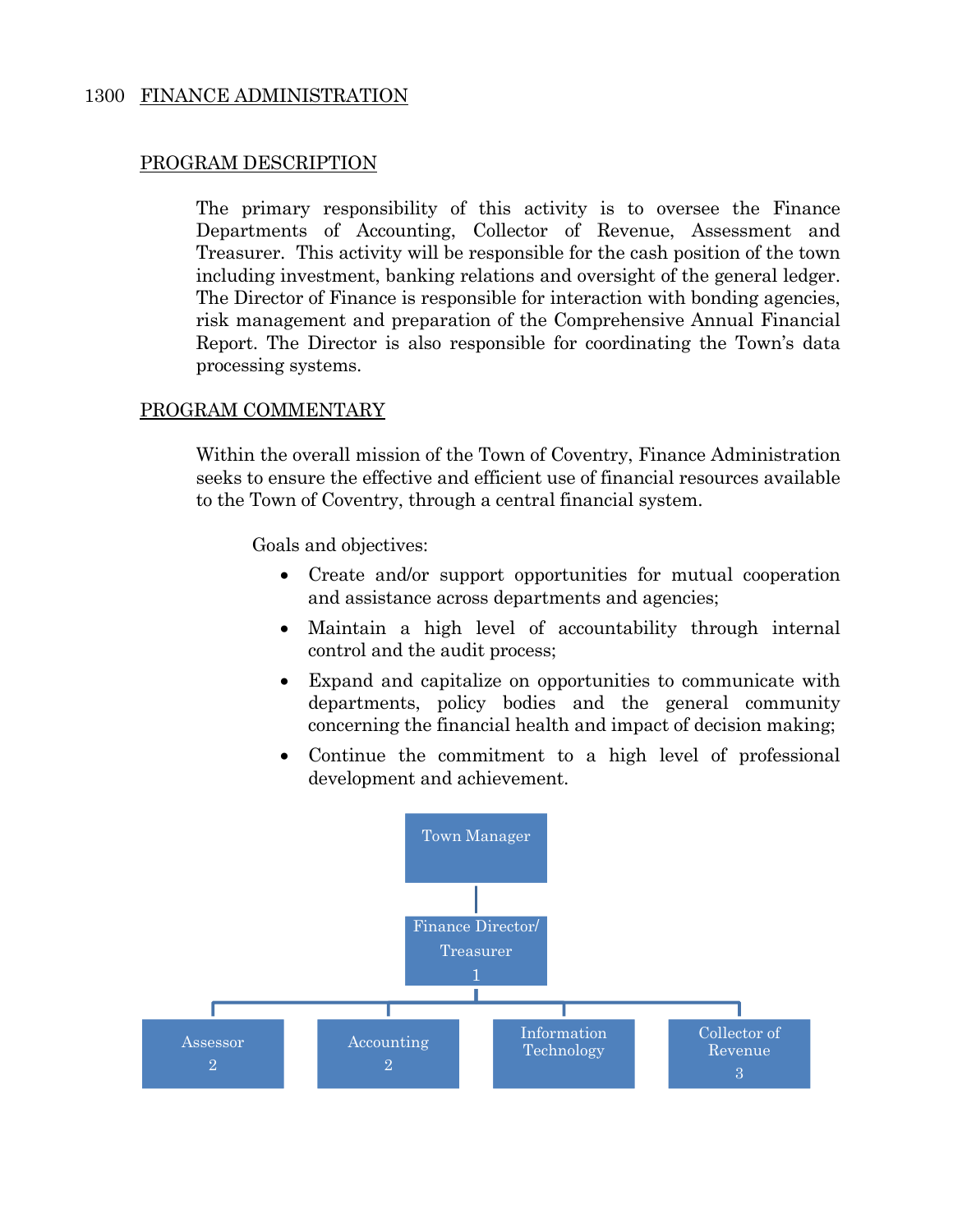# 1300 FINANCE ADMINISTRATION

## PROGRAM DESCRIPTION

The primary responsibility of this activity is to oversee the Finance Departments of Accounting, Collector of Revenue, Assessment and Treasurer. This activity will be responsible for the cash position of the town including investment, banking relations and oversight of the general ledger. The Director of Finance is responsible for interaction with bonding agencies, risk management and preparation of the Comprehensive Annual Financial Report. The Director is also responsible for coordinating the Town's data processing systems.

## PROGRAM COMMENTARY

Within the overall mission of the Town of Coventry, Finance Administration seeks to ensure the effective and efficient use of financial resources available to the Town of Coventry, through a central financial system.

Goals and objectives:

- Create and/or support opportunities for mutual cooperation and assistance across departments and agencies;
- Maintain a high level of accountability through internal control and the audit process;
- Expand and capitalize on opportunities to communicate with departments, policy bodies and the general community concerning the financial health and impact of decision making;
- Continue the commitment to a high level of professional development and achievement.

Town Manager

Finance Director/ Treasurer 1

Assessor 2

Accounting 2

Information Technology

Collector of Revenue 3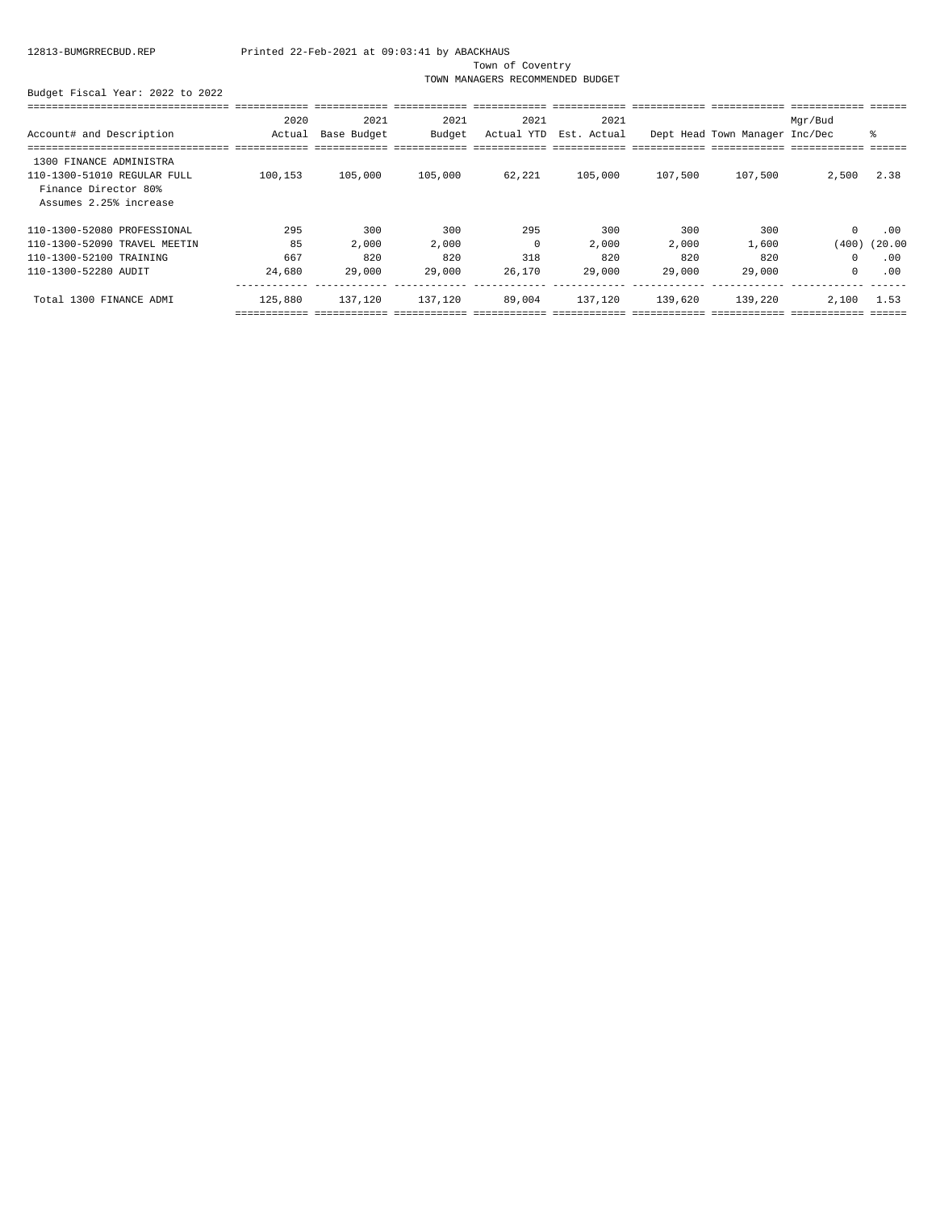12813-BUMGRRECBUD.REP Printed 22-Feb-2021 at 09:03:41 by ABACKHAUS

Town of Coventry

TOWN MANAGERS RECOMMENDED BUDGET

Budget Fiscal Year: 2022 to 2022

| Account# and Description | 2020 Actual | 2021 Base Budget | 2021 Budget | 2021 Actual YTD | 2021 Est. Actual | Dept Head | Town Manager | Mgr/Bud Inc/Dec | % |
|---|---|---|---|---|---|---|---|---|---|
| 1300 FINANCE ADMINISTRA | | | | | | | | | |
| 110-1300-51010 REGULAR FULL | 100,153 | 105,000 | 105,000 | 62,221 | 105,000 | 107,500 | 107,500 | 2,500 | 2.38 |
| Finance Director 80% | | | | | | | | | |
| Assumes 2.25% increase | | | | | | | | | |
| 110-1300-52080 PROFESSIONAL | 295 | 300 | 300 | 295 | 300 | 300 | 300 | 0 | .00 |
| 110-1300-52090 TRAVEL MEETIN | 85 | 2,000 | 2,000 | 0 | 2,000 | 2,000 | 1,600 | (400) | (20.00 |
| 110-1300-52100 TRAINING | 667 | 820 | 820 | 318 | 820 | 820 | 820 | 0 | .00 |
| 110-1300-52280 AUDIT | 24,680 | 29,000 | 29,000 | 26,170 | 29,000 | 29,000 | 29,000 | 0 | .00 |
| Total 1300 FINANCE ADMI | 125,880 | 137,120 | 137,120 | 89,004 | 137,120 | 139,620 | 139,220 | 2,100 | 1.53 |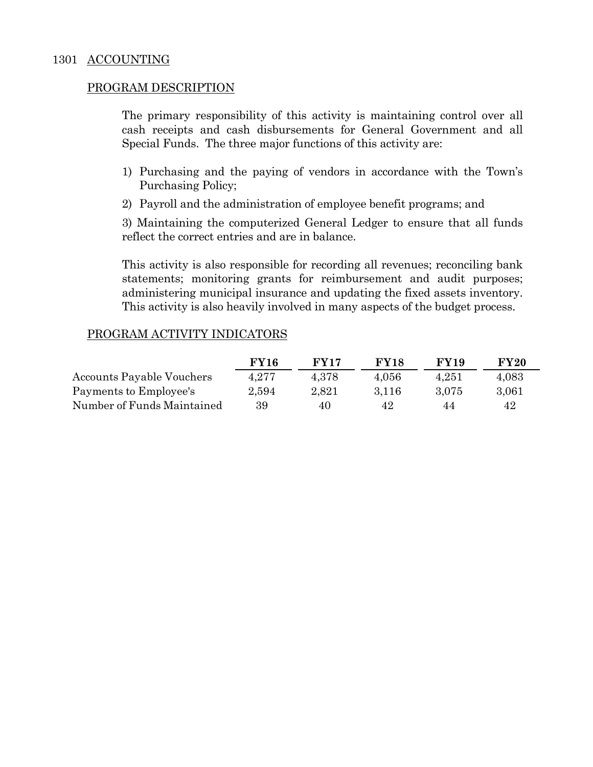# 1301 ACCOUNTING

## PROGRAM DESCRIPTION

The primary responsibility of this activity is maintaining control over all cash receipts and cash disbursements for General Government and all Special Funds. The three major functions of this activity are:

1) Purchasing and the paying of vendors in accordance with the Town's Purchasing Policy;
2) Payroll and the administration of employee benefit programs; and
3) Maintaining the computerized General Ledger to ensure that all funds reflect the correct entries and are in balance.

This activity is also responsible for recording all revenues; reconciling bank statements; monitoring grants for reimbursement and audit purposes; administering municipal insurance and updating the fixed assets inventory. This activity is also heavily involved in many aspects of the budget process.

## PROGRAM ACTIVITY INDICATORS

| | FY16 | FY17 | FY18 | FY19 | FY20 |
|---|---|---|---|---|---|
| Accounts Payable Vouchers | 4,277 | 4,378 | 4,056 | 4,251 | 4,083 |
| Payments to Employee's | 2,594 | 2,821 | 3,116 | 3,075 | 3,061 |
| Number of Funds Maintained | 39 | 40 | 42 | 44 | 42 |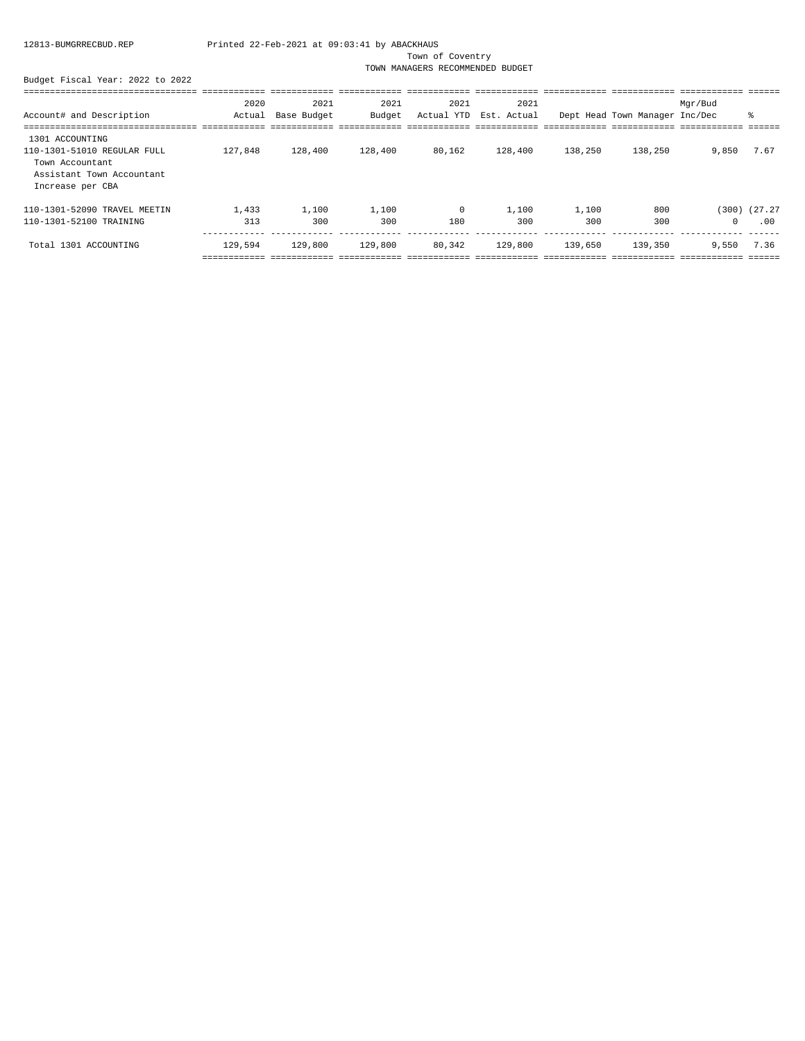Town of Coventry

TOWN MANAGERS RECOMMENDED BUDGET

Budget Fiscal Year: 2022 to 2022

| Account# and Description | 2020 Actual | 2021 Base Budget | 2021 Budget | 2021 Actual YTD | 2021 Est. Actual | Dept Head | Town Manager | Mgr/Bud Inc/Dec | % |
|---|---|---|---|---|---|---|---|---|---|
| 1301 ACCOUNTING | | | | | | | | | |
| 110-1301-51010 REGULAR FULL | 127,848 | 128,400 | 128,400 | 80,162 | 128,400 | 138,250 | 138,250 | 9,850 | 7.67 |
| Town Accountant | | | | | | | | | |
| Assistant Town Accountant | | | | | | | | | |
| Increase per CBA | | | | | | | | | |
| 110-1301-52090 TRAVEL MEETIN | 1,433 | 1,100 | 1,100 | 0 | 1,100 | 1,100 | 800 | (300) | (27.27 |
| 110-1301-52100 TRAINING | 313 | 300 | 300 | 180 | 300 | 300 | 300 | 0 | .00 |
| Total 1301 ACCOUNTING | 129,594 | 129,800 | 129,800 | 80,342 | 129,800 | 139,650 | 139,350 | 9,550 | 7.36 |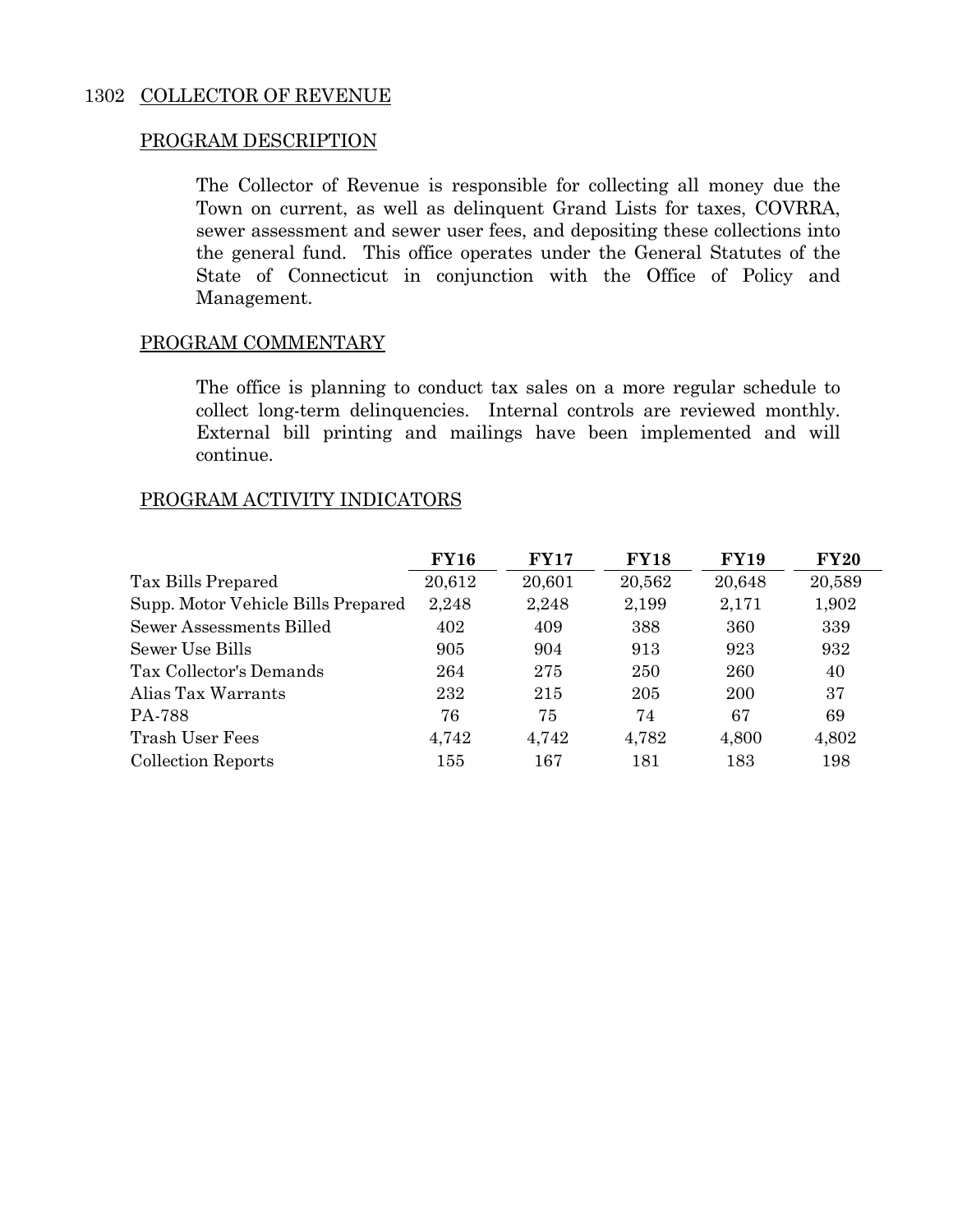## 1302 COLLECTOR OF REVENUE

### PROGRAM DESCRIPTION

The Collector of Revenue is responsible for collecting all money due the Town on current, as well as delinquent Grand Lists for taxes, COVRRA, sewer assessment and sewer user fees, and depositing these collections into the general fund. This office operates under the General Statutes of the State of Connecticut in conjunction with the Office of Policy and Management.

### PROGRAM COMMENTARY

The office is planning to conduct tax sales on a more regular schedule to collect long-term delinquencies. Internal controls are reviewed monthly. External bill printing and mailings have been implemented and will continue.

### PROGRAM ACTIVITY INDICATORS

| | **FY16** | **FY17** | **FY18** | **FY19** | **FY20** |
|---|---|---|---|---|---|
| Tax Bills Prepared | 20,612 | 20,601 | 20,562 | 20,648 | 20,589 |
| Supp. Motor Vehicle Bills Prepared | 2,248 | 2,248 | 2,199 | 2,171 | 1,902 |
| Sewer Assessments Billed | 402 | 409 | 388 | 360 | 339 |
| Sewer Use Bills | 905 | 904 | 913 | 923 | 932 |
| Tax Collector's Demands | 264 | 275 | 250 | 260 | 40 |
| Alias Tax Warrants | 232 | 215 | 205 | 200 | 37 |
| PA-788 | 76 | 75 | 74 | 67 | 69 |
| Trash User Fees | 4,742 | 4,742 | 4,782 | 4,800 | 4,802 |
| Collection Reports | 155 | 167 | 181 | 183 | 198 |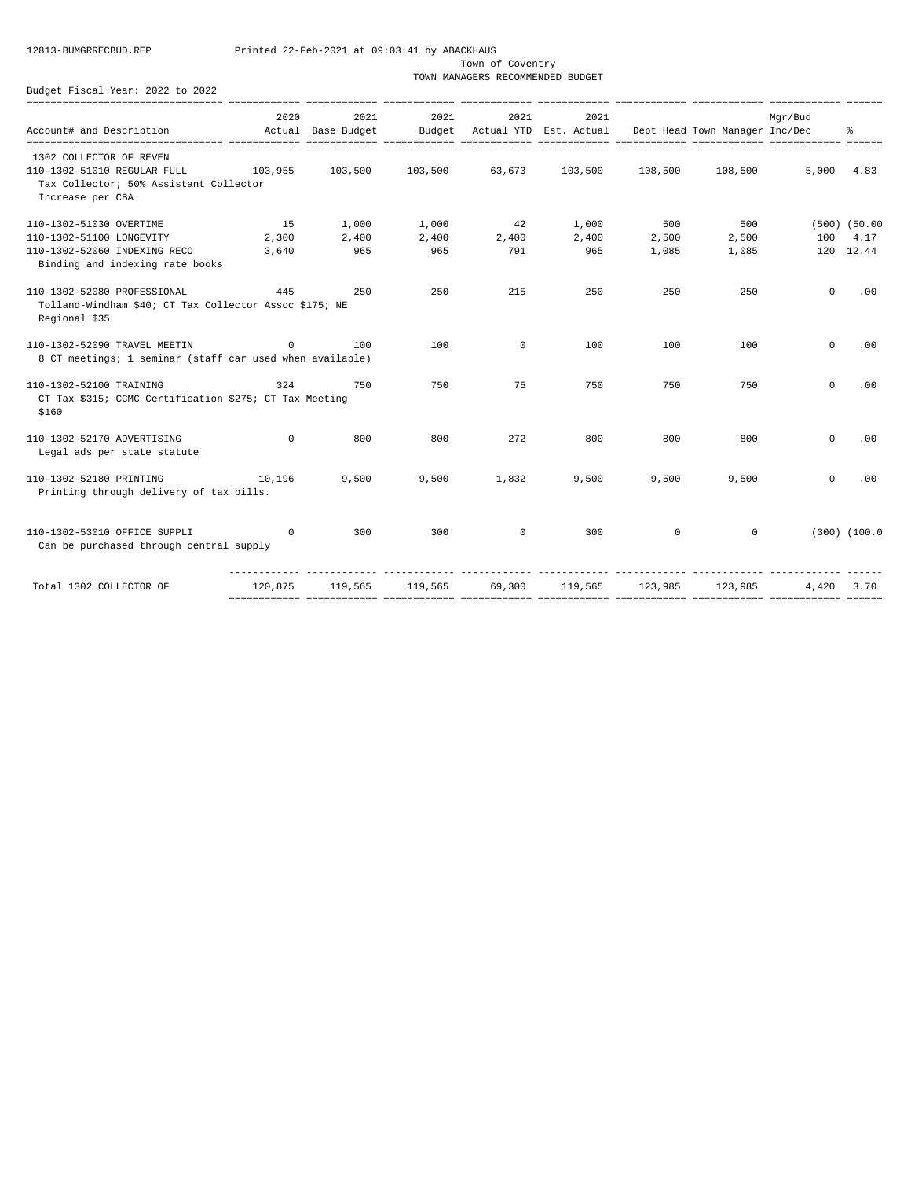12813-BUMGRRECBUD.REP Printed 22-Feb-2021 at 09:03:41 by ABACKHAUS

Town of Coventry

TOWN MANAGERS RECOMMENDED BUDGET

Budget Fiscal Year: 2022 to 2022

| Account# and Description | 2020 Actual | 2021 Base Budget | 2021 Budget | 2021 Actual YTD | 2021 Est. Actual | Dept Head | Town Manager | Mgr/Bud Inc/Dec | % |
|---|---|---|---|---|---|---|---|---|---|
| 1302 COLLECTOR OF REVEN | | | | | | | | | |
| 110-1302-51010 REGULAR FULL | 103,955 | 103,500 | 103,500 | 63,673 | 103,500 | 108,500 | 108,500 | 5,000 | 4.83 |
| Tax Collector; 50% Assistant Collector Increase per CBA | | | | | | | | | |
| 110-1302-51030 OVERTIME | 15 | 1,000 | 1,000 | 42 | 1,000 | 500 | 500 | (500) | (50.00 |
| 110-1302-51100 LONGEVITY | 2,300 | 2,400 | 2,400 | 2,400 | 2,400 | 2,500 | 2,500 | 100 | 4.17 |
| 110-1302-52060 INDEXING RECO | 3,640 | 965 | 965 | 791 | 965 | 1,085 | 1,085 | 120 | 12.44 |
| Binding and indexing rate books | | | | | | | | | |
| 110-1302-52080 PROFESSIONAL | 445 | 250 | 250 | 215 | 250 | 250 | 250 | 0 | .00 |
| Tolland-Windham $40; CT Tax Collector Assoc $175; NE Regional $35 | | | | | | | | | |
| 110-1302-52090 TRAVEL MEETIN | 0 | 100 | 100 | 0 | 100 | 100 | 100 | 0 | .00 |
| 8 CT meetings; 1 seminar (staff car used when available) | | | | | | | | | |
| 110-1302-52100 TRAINING | 324 | 750 | 750 | 75 | 750 | 750 | 750 | 0 | .00 |
| CT Tax $315; CCMC Certification $275; CT Tax Meeting $160 | | | | | | | | | |
| 110-1302-52170 ADVERTISING | 0 | 800 | 800 | 272 | 800 | 800 | 800 | 0 | .00 |
| Legal ads per state statute | | | | | | | | | |
| 110-1302-52180 PRINTING | 10,196 | 9,500 | 9,500 | 1,832 | 9,500 | 9,500 | 9,500 | 0 | .00 |
| Printing through delivery of tax bills. | | | | | | | | | |
| 110-1302-53010 OFFICE SUPPLI | 0 | 300 | 300 | 0 | 300 | 0 | 0 | (300) | (100.0 |
| Can be purchased through central supply | | | | | | | | | |
| Total 1302 COLLECTOR OF | 120,875 | 119,565 | 119,565 | 69,300 | 119,565 | 123,985 | 123,985 | 4,420 | 3.70 |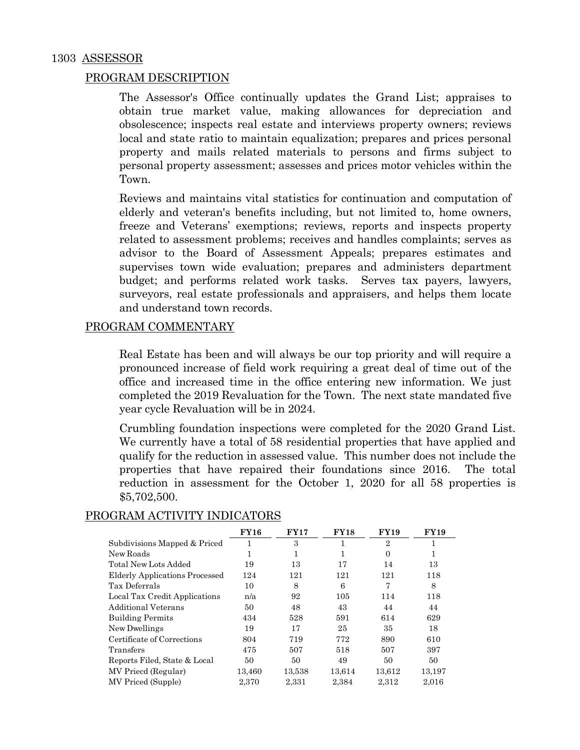# 1303 ASSESSOR

## PROGRAM DESCRIPTION

The Assessor's Office continually updates the Grand List; appraises to obtain true market value, making allowances for depreciation and obsolescence; inspects real estate and interviews property owners; reviews local and state ratio to maintain equalization; prepares and prices personal property and mails related materials to persons and firms subject to personal property assessment; assesses and prices motor vehicles within the Town.

Reviews and maintains vital statistics for continuation and computation of elderly and veteran's benefits including, but not limited to, home owners, freeze and Veterans' exemptions; reviews, reports and inspects property related to assessment problems; receives and handles complaints; serves as advisor to the Board of Assessment Appeals; prepares estimates and supervises town wide evaluation; prepares and administers department budget; and performs related work tasks. Serves tax payers, lawyers, surveyors, real estate professionals and appraisers, and helps them locate and understand town records.

## PROGRAM COMMENTARY

Real Estate has been and will always be our top priority and will require a pronounced increase of field work requiring a great deal of time out of the office and increased time in the office entering new information. We just completed the 2019 Revaluation for the Town. The next state mandated five year cycle Revaluation will be in 2024.

Crumbling foundation inspections were completed for the 2020 Grand List. We currently have a total of 58 residential properties that have applied and qualify for the reduction in assessed value. This number does not include the properties that have repaired their foundations since 2016. The total reduction in assessment for the October 1, 2020 for all 58 properties is $5,702,500.

## PROGRAM ACTIVITY INDICATORS

| | FY16 | FY17 | FY18 | FY19 | FY19 |
|---|---|---|---|---|---|
| Subdivisions Mapped & Priced | 1 | 3 | 1 | 2 | 1 |
| New Roads | 1 | 1 | 1 | 0 | 1 |
| Total New Lots Added | 19 | 13 | 17 | 14 | 13 |
| Elderly Applications Processed | 124 | 121 | 121 | 121 | 118 |
| Tax Deferrals | 10 | 8 | 6 | 7 | 8 |
| Local Tax Credit Applications | n/a | 92 | 105 | 114 | 118 |
| Additional Veterans | 50 | 48 | 43 | 44 | 44 |
| Building Permits | 434 | 528 | 591 | 614 | 629 |
| New Dwellings | 19 | 17 | 25 | 35 | 18 |
| Certificate of Corrections | 804 | 719 | 772 | 890 | 610 |
| Transfers | 475 | 507 | 518 | 507 | 397 |
| Reports Filed, State & Local | 50 | 50 | 49 | 50 | 50 |
| MV Priecd (Regular) | 13,460 | 13,538 | 13,614 | 13,612 | 13,197 |
| MV Priced (Supple) | 2,370 | 2,331 | 2,384 | 2,312 | 2,016 |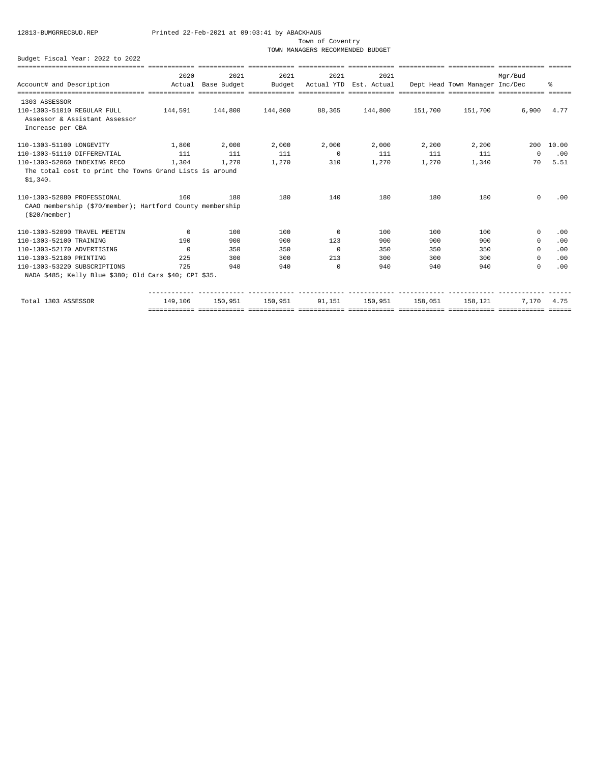12813-BUMGRRECBUD.REP Printed 22-Feb-2021 at 09:03:41 by ABACKHAUS

Town of Coventry

TOWN MANAGERS RECOMMENDED BUDGET

Budget Fiscal Year: 2022 to 2022

| Account# and Description | 2020 Actual | 2021 Base Budget | 2021 Budget | 2021 Actual YTD | 2021 Est. Actual | Dept Head | Town Manager | Mgr/Bud Inc/Dec | % |
|---|---|---|---|---|---|---|---|---|---|
| 1303 ASSESSOR | | | | | | | | | |
| 110-1303-51010 REGULAR FULL | 144,591 | 144,800 | 144,800 | 88,365 | 144,800 | 151,700 | 151,700 | 6,900 | 4.77 |
| Assessor & Assistant Assessor Increase per CBA | | | | | | | | | |
| 110-1303-51100 LONGEVITY | 1,800 | 2,000 | 2,000 | 2,000 | 2,000 | 2,200 | 2,200 | 200 | 10.00 |
| 110-1303-51110 DIFFERENTIAL | 111 | 111 | 111 | 0 | 111 | 111 | 111 | 0 | .00 |
| 110-1303-52060 INDEXING RECO | 1,304 | 1,270 | 1,270 | 310 | 1,270 | 1,270 | 1,340 | 70 | 5.51 |
| The total cost to print the Towns Grand Lists is around $1,340. | | | | | | | | | |
| 110-1303-52080 PROFESSIONAL | 160 | 180 | 180 | 140 | 180 | 180 | 180 | 0 | .00 |
| CAAO membership ($70/member); Hartford County membership ($20/member) | | | | | | | | | |
| 110-1303-52090 TRAVEL MEETIN | 0 | 100 | 100 | 0 | 100 | 100 | 100 | 0 | .00 |
| 110-1303-52100 TRAINING | 190 | 900 | 900 | 123 | 900 | 900 | 900 | 0 | .00 |
| 110-1303-52170 ADVERTISING | 0 | 350 | 350 | 0 | 350 | 350 | 350 | 0 | .00 |
| 110-1303-52180 PRINTING | 225 | 300 | 300 | 213 | 300 | 300 | 300 | 0 | .00 |
| 110-1303-53220 SUBSCRIPTIONS | 725 | 940 | 940 | 0 | 940 | 940 | 940 | 0 | .00 |
| NADA $485; Kelly Blue $380; Old Cars $40; CPI $35. | | | | | | | | | |
| Total 1303 ASSESSOR | 149,106 | 150,951 | 150,951 | 91,151 | 150,951 | 158,051 | 158,121 | 7,170 | 4.75 |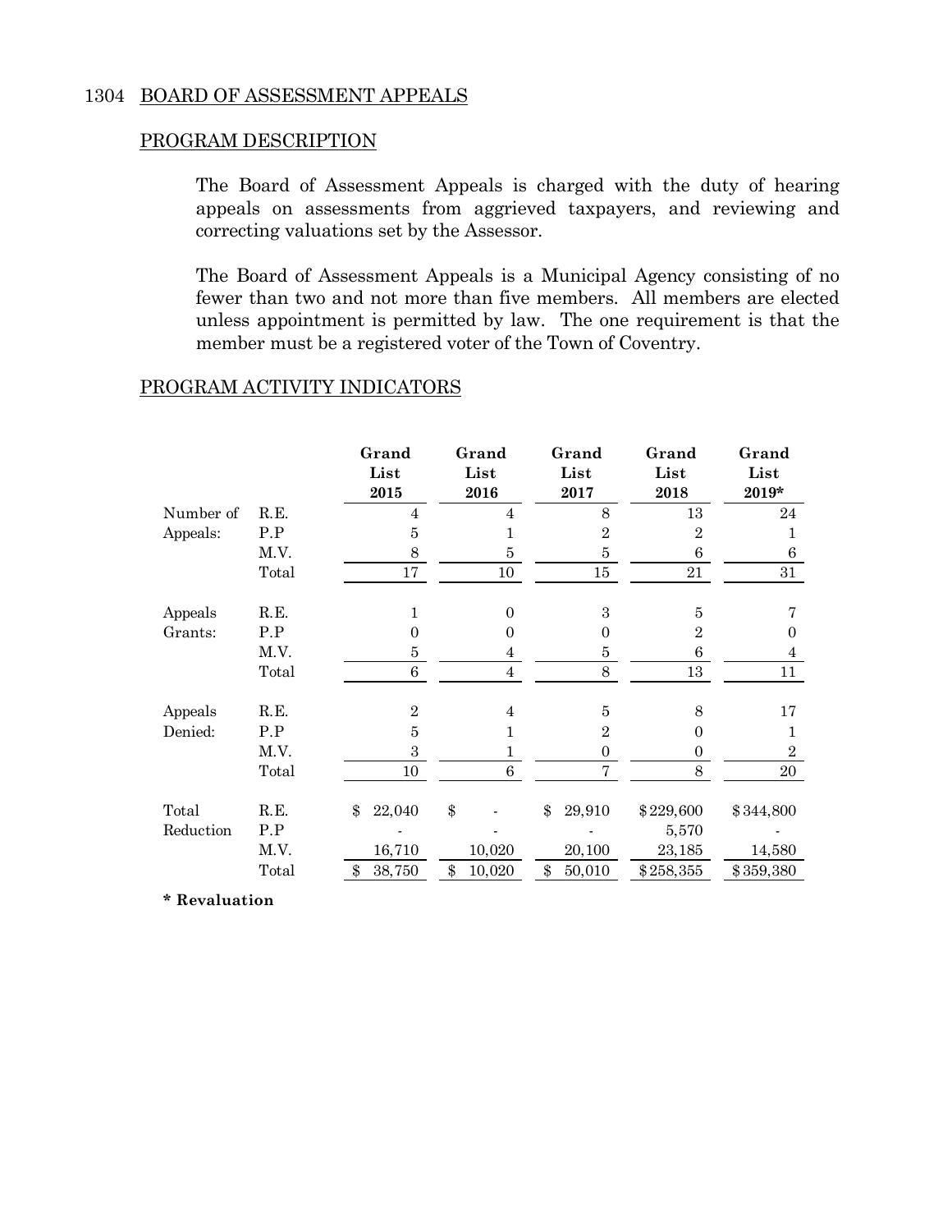## 1304 BOARD OF ASSESSMENT APPEALS

### PROGRAM DESCRIPTION

The Board of Assessment Appeals is charged with the duty of hearing appeals on assessments from aggrieved taxpayers, and reviewing and correcting valuations set by the Assessor.

The Board of Assessment Appeals is a Municipal Agency consisting of no fewer than two and not more than five members. All members are elected unless appointment is permitted by law. The one requirement is that the member must be a registered voter of the Town of Coventry.

### PROGRAM ACTIVITY INDICATORS

| | | Grand List 2015 | Grand List 2016 | Grand List 2017 | Grand List 2018 | Grand List 2019* |
|---|---|---|---|---|---|---|
| Number of Appeals: | R.E. | 4 | 4 | 8 | 13 | 24 |
| | P.P | 5 | 1 | 2 | 2 | 1 |
| | M.V. | 8 | 5 | 5 | 6 | 6 |
| | Total | 17 | 10 | 15 | 21 | 31 |
| Appeals Grants: | R.E. | 1 | 0 | 3 | 5 | 7 |
| | P.P | 0 | 0 | 0 | 2 | 0 |
| | M.V. | 5 | 4 | 5 | 6 | 4 |
| | Total | 6 | 4 | 8 | 13 | 11 |
| Appeals Denied: | R.E. | 2 | 4 | 5 | 8 | 17 |
| | P.P | 5 | 1 | 2 | 0 | 1 |
| | M.V. | 3 | 1 | 0 | 0 | 2 |
| | Total | 10 | 6 | 7 | 8 | 20 |
| Total Reduction | R.E. | $ 22,040 | $ - | $ 29,910 | $229,600 | $344,800 |
| | P.P | - | - | - | 5,570 | - |
| | M.V. | 16,710 | 10,020 | 20,100 | 23,185 | 14,580 |
| | Total | $ 38,750 | $ 10,020 | $ 50,010 | $258,355 | $359,380 |

**\* Revaluation**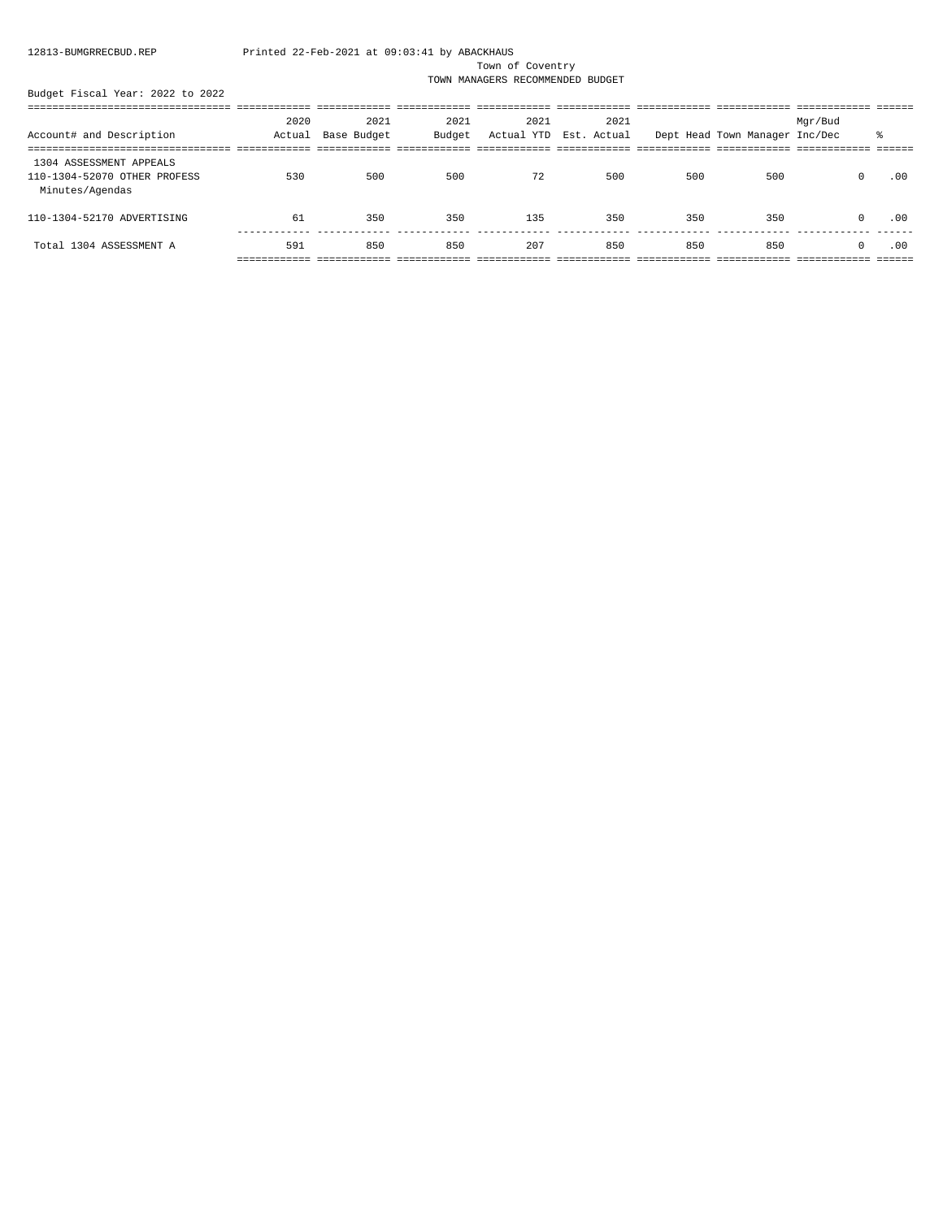12813-BUMGRRECBUD.REP Printed 22-Feb-2021 at 09:03:41 by ABACKHAUS

Town of Coventry

TOWN MANAGERS RECOMMENDED BUDGET

Budget Fiscal Year: 2022 to 2022

| Account# and Description | 2020 Actual | 2021 Base Budget | 2021 Budget | 2021 Actual YTD | 2021 Est. Actual | Dept Head | Town Manager | Mgr/Bud Inc/Dec | % |
|---|---|---|---|---|---|---|---|---|---|
| 1304 ASSESSMENT APPEALS | | | | | | | | | |
| 110-1304-52070 OTHER PROFESS<br>Minutes/Agendas | 530 | 500 | 500 | 72 | 500 | 500 | 500 | 0 | .00 |
| 110-1304-52170 ADVERTISING | 61 | 350 | 350 | 135 | 350 | 350 | 350 | 0 | .00 |
| Total 1304 ASSESSMENT A | 591 | 850 | 850 | 207 | 850 | 850 | 850 | 0 | .00 |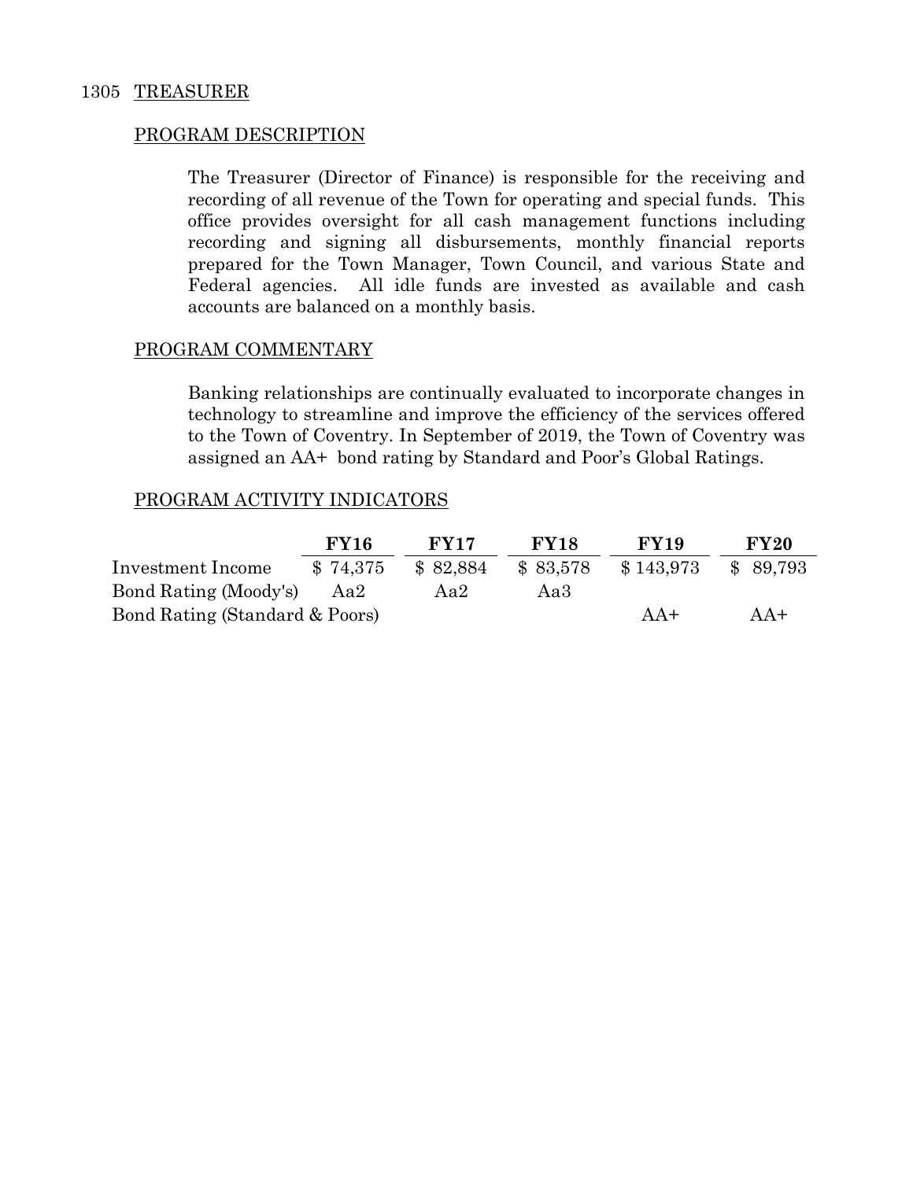## 1305 TREASURER

### PROGRAM DESCRIPTION

The Treasurer (Director of Finance) is responsible for the receiving and recording of all revenue of the Town for operating and special funds. This office provides oversight for all cash management functions including recording and signing all disbursements, monthly financial reports prepared for the Town Manager, Town Council, and various State and Federal agencies. All idle funds are invested as available and cash accounts are balanced on a monthly basis.

### PROGRAM COMMENTARY

Banking relationships are continually evaluated to incorporate changes in technology to streamline and improve the efficiency of the services offered to the Town of Coventry. In September of 2019, the Town of Coventry was assigned an AA+ bond rating by Standard and Poor's Global Ratings.

### PROGRAM ACTIVITY INDICATORS

| | FY16 | FY17 | FY18 | FY19 | FY20 |
|---|---|---|---|---|---|
| Investment Income | $ 74,375 | $ 82,884 | $ 83,578 | $ 143,973 | $ 89,793 |
| Bond Rating (Moody's) | Aa2 | Aa2 | Aa3 | | |
| Bond Rating (Standard & Poors) | | | | AA+ | AA+ |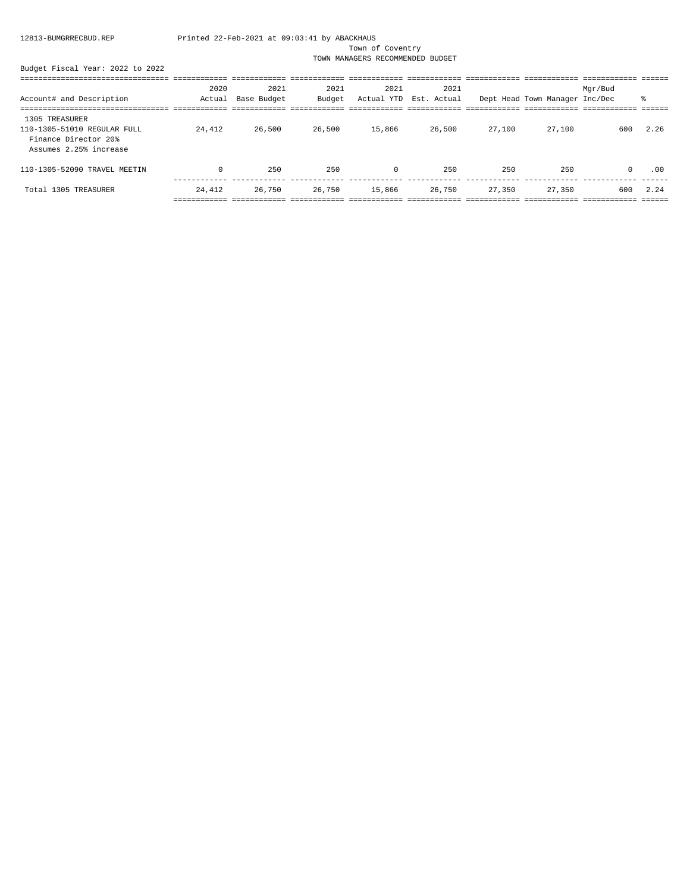12813-BUMGRRECBUD.REP Printed 22-Feb-2021 at 09:03:41 by ABACKHAUS

Town of Coventry

TOWN MANAGERS RECOMMENDED BUDGET

Budget Fiscal Year: 2022 to 2022

| Account# and Description | 2020 Actual | 2021 Base Budget | 2021 Budget | 2021 Actual YTD | 2021 Est. Actual | Dept Head | Town Manager | Mgr/Bud Inc/Dec | % |
|---|---|---|---|---|---|---|---|---|---|
| 1305 TREASURER | | | | | | | | | |
| 110-1305-51010 REGULAR FULL<br>Finance Director 20%<br>Assumes 2.25% increase | 24,412 | 26,500 | 26,500 | 15,866 | 26,500 | 27,100 | 27,100 | 600 | 2.26 |
| 110-1305-52090 TRAVEL MEETIN | 0 | 250 | 250 | 0 | 250 | 250 | 250 | 0 | .00 |
| Total 1305 TREASURER | 24,412 | 26,750 | 26,750 | 15,866 | 26,750 | 27,350 | 27,350 | 600 | 2.24 |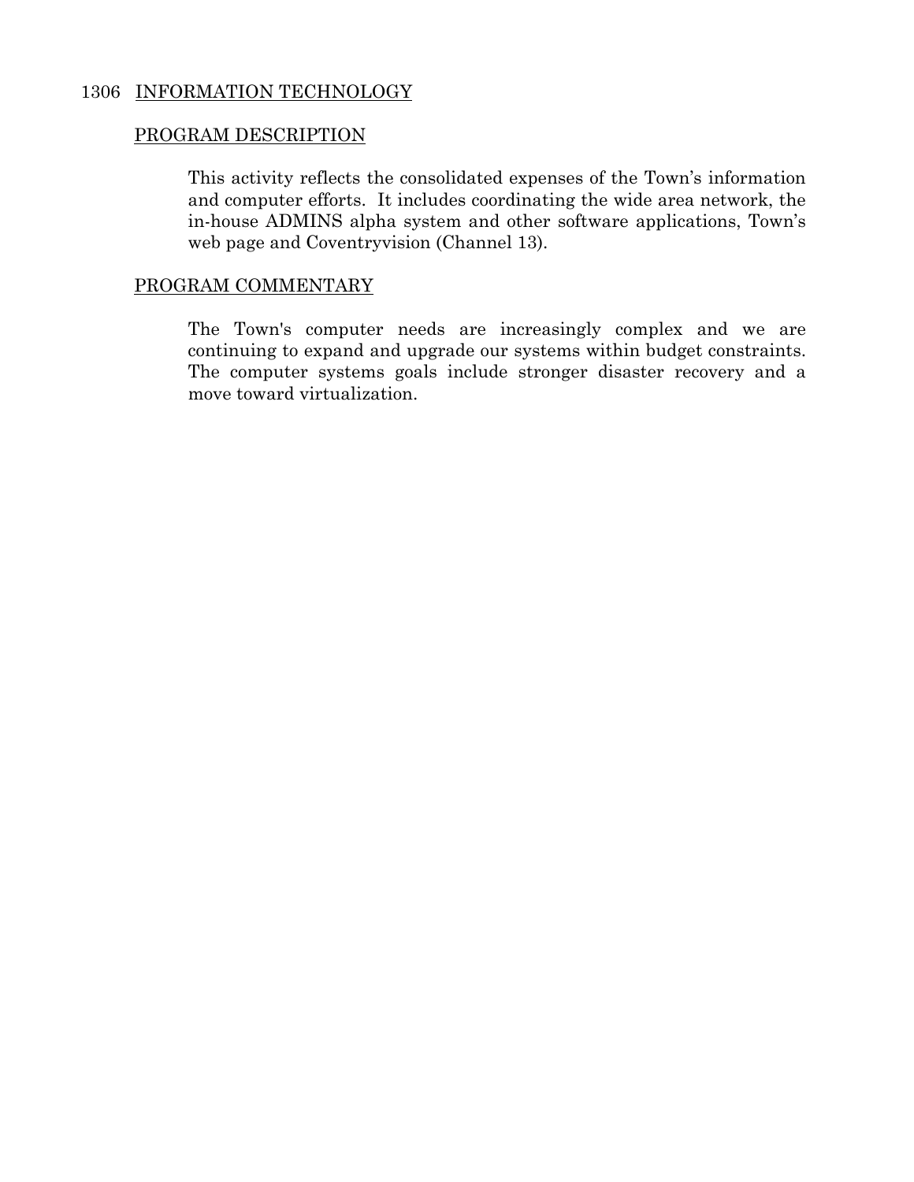## 1306 INFORMATION TECHNOLOGY

### PROGRAM DESCRIPTION

This activity reflects the consolidated expenses of the Town's information and computer efforts. It includes coordinating the wide area network, the in-house ADMINS alpha system and other software applications, Town's web page and Coventryvision (Channel 13).

### PROGRAM COMMENTARY

The Town's computer needs are increasingly complex and we are continuing to expand and upgrade our systems within budget constraints. The computer systems goals include stronger disaster recovery and a move toward virtualization.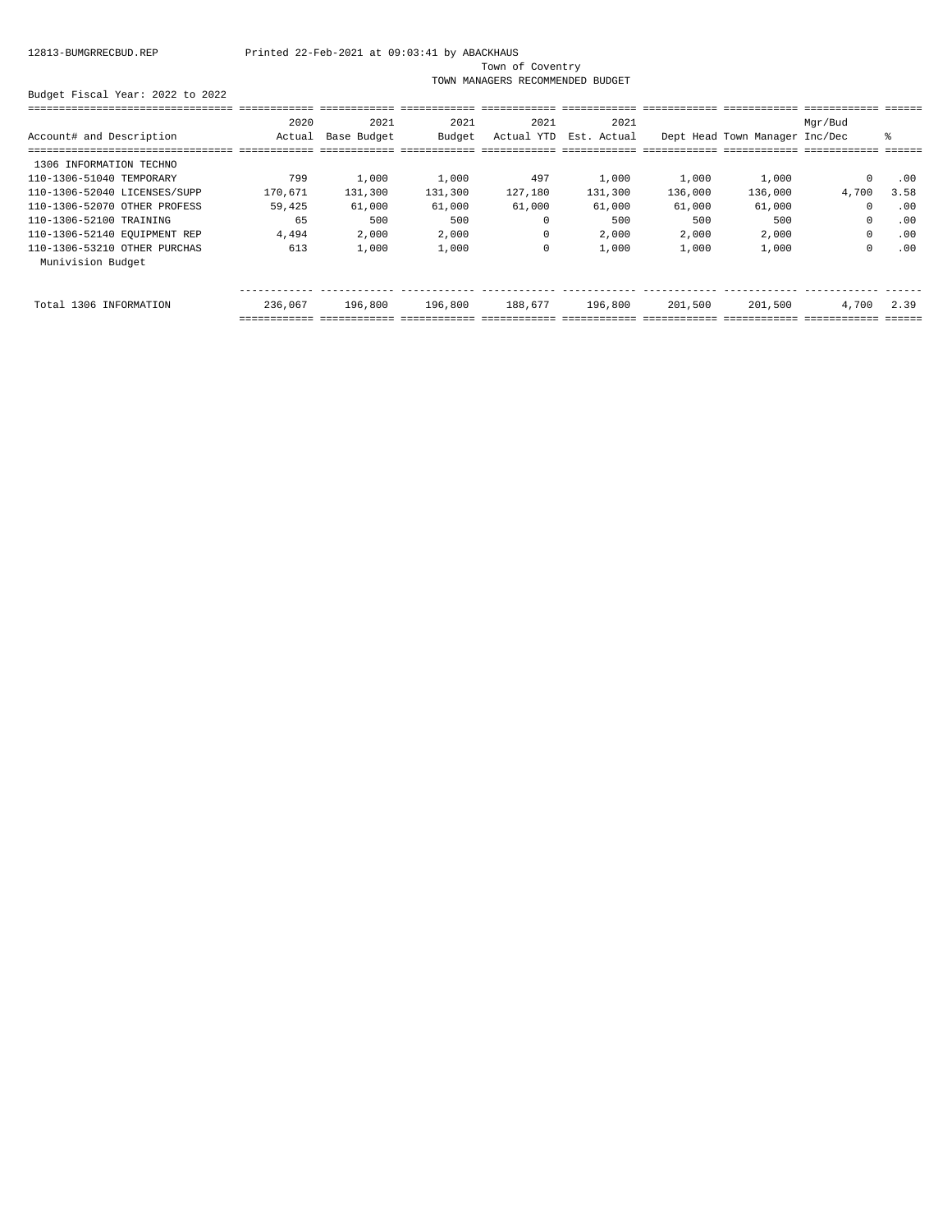12813-BUMGRRECBUD.REP Printed 22-Feb-2021 at 09:03:41 by ABACKHAUS

Town of Coventry

TOWN MANAGERS RECOMMENDED BUDGET

Budget Fiscal Year: 2022 to 2022

| Account# and Description | 2020 Actual | 2021 Base Budget | 2021 Budget | 2021 Actual YTD | 2021 Est. Actual | Dept Head | Town Manager | Mgr/Bud Inc/Dec | % |
|---|---|---|---|---|---|---|---|---|---|
| 1306 INFORMATION TECHNO | | | | | | | | | |
| 110-1306-51040 TEMPORARY | 799 | 1,000 | 1,000 | 497 | 1,000 | 1,000 | 1,000 | 0 | .00 |
| 110-1306-52040 LICENSES/SUPP | 170,671 | 131,300 | 131,300 | 127,180 | 131,300 | 136,000 | 136,000 | 4,700 | 3.58 |
| 110-1306-52070 OTHER PROFESS | 59,425 | 61,000 | 61,000 | 61,000 | 61,000 | 61,000 | 61,000 | 0 | .00 |
| 110-1306-52100 TRAINING | 65 | 500 | 500 | 0 | 500 | 500 | 500 | 0 | .00 |
| 110-1306-52140 EQUIPMENT REP | 4,494 | 2,000 | 2,000 | 0 | 2,000 | 2,000 | 2,000 | 0 | .00 |
| 110-1306-53210 OTHER PURCHAS | 613 | 1,000 | 1,000 | 0 | 1,000 | 1,000 | 1,000 | 0 | .00 |
| Munivision Budget | | | | | | | | | |
| Total 1306 INFORMATION | 236,067 | 196,800 | 196,800 | 188,677 | 196,800 | 201,500 | 201,500 | 4,700 | 2.39 |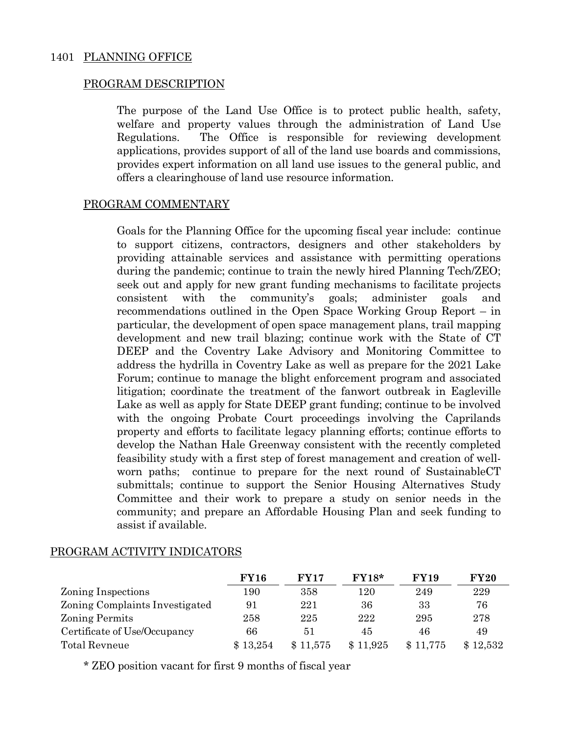## 1401 PLANNING OFFICE

### PROGRAM DESCRIPTION

The purpose of the Land Use Office is to protect public health, safety, welfare and property values through the administration of Land Use Regulations. The Office is responsible for reviewing development applications, provides support of all of the land use boards and commissions, provides expert information on all land use issues to the general public, and offers a clearinghouse of land use resource information.

### PROGRAM COMMENTARY

Goals for the Planning Office for the upcoming fiscal year include: continue to support citizens, contractors, designers and other stakeholders by providing attainable services and assistance with permitting operations during the pandemic; continue to train the newly hired Planning Tech/ZEO; seek out and apply for new grant funding mechanisms to facilitate projects consistent with the community's goals; administer goals and recommendations outlined in the Open Space Working Group Report – in particular, the development of open space management plans, trail mapping development and new trail blazing; continue work with the State of CT DEEP and the Coventry Lake Advisory and Monitoring Committee to address the hydrilla in Coventry Lake as well as prepare for the 2021 Lake Forum; continue to manage the blight enforcement program and associated litigation; coordinate the treatment of the fanwort outbreak in Eagleville Lake as well as apply for State DEEP grant funding; continue to be involved with the ongoing Probate Court proceedings involving the Caprilands property and efforts to facilitate legacy planning efforts; continue efforts to develop the Nathan Hale Greenway consistent with the recently completed feasibility study with a first step of forest management and creation of well-worn paths; continue to prepare for the next round of SustainableCT submittals; continue to support the Senior Housing Alternatives Study Committee and their work to prepare a study on senior needs in the community; and prepare an Affordable Housing Plan and seek funding to assist if available.

### PROGRAM ACTIVITY INDICATORS

| | **FY16** | **FY17** | **FY18*** | **FY19** | **FY20** |
|---|---|---|---|---|---|
| Zoning Inspections | 190 | 358 | 120 | 249 | 229 |
| Zoning Complaints Investigated | 91 | 221 | 36 | 33 | 76 |
| Zoning Permits | 258 | 225 | 222 | 295 | 278 |
| Certificate of Use/Occupancy | 66 | 51 | 45 | 46 | 49 |
| Total Revneue | $ 13,254 | $ 11,575 | $ 11,925 | $ 11,775 | $ 12,532 |

* ZEO position vacant for first 9 months of fiscal year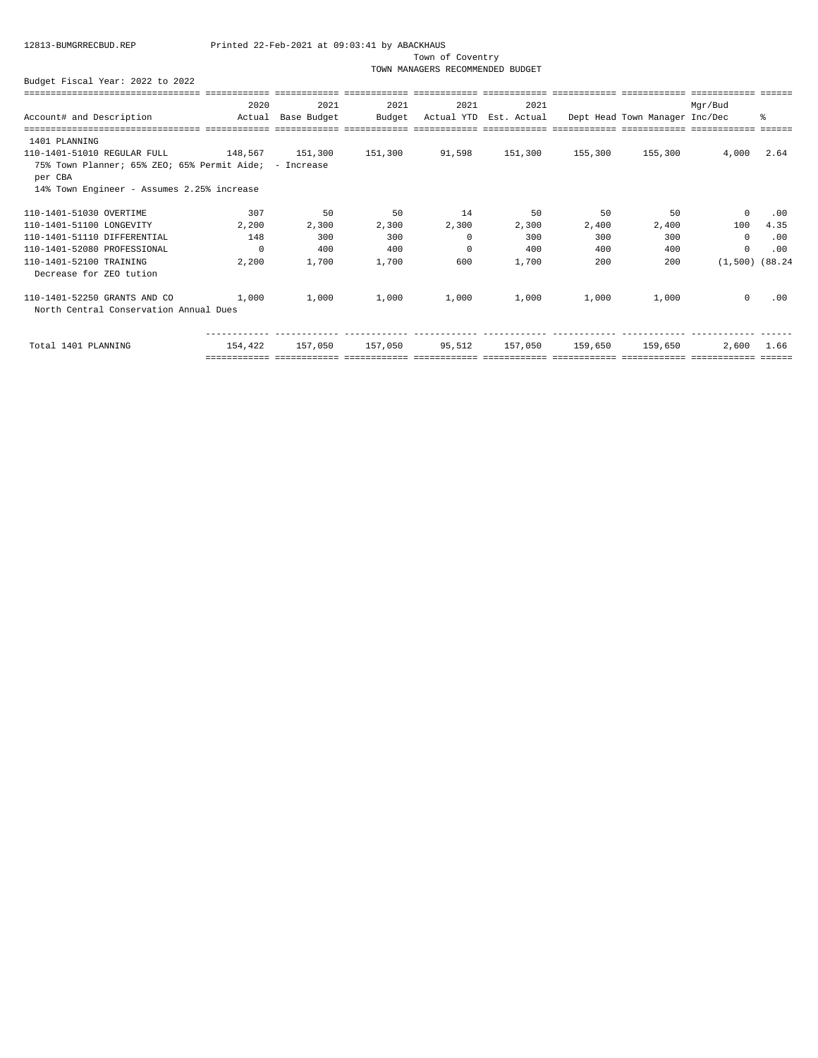12813-BUMGRRECBUD.REP Printed 22-Feb-2021 at 09:03:41 by ABACKHAUS

Town of Coventry

TOWN MANAGERS RECOMMENDED BUDGET

Budget Fiscal Year: 2022 to 2022

| Account# and Description | 2020 Actual | 2021 Base Budget | 2021 Budget | 2021 Actual YTD | 2021 Est. Actual | Dept Head | Town Manager | Mgr/Bud Inc/Dec | % |
|---|---|---|---|---|---|---|---|---|---|
| 1401 PLANNING | | | | | | | | | |
| 110-1401-51010 REGULAR FULL | 148,567 | 151,300 | 151,300 | 91,598 | 151,300 | 155,300 | 155,300 | 4,000 | 2.64 |
| 75% Town Planner; 65% ZEO; 65% Permit Aide; - Increase per CBA | | | | | | | | | |
| 14% Town Engineer - Assumes 2.25% increase | | | | | | | | | |
| 110-1401-51030 OVERTIME | 307 | 50 | 50 | 14 | 50 | 50 | 50 | 0 | .00 |
| 110-1401-51100 LONGEVITY | 2,200 | 2,300 | 2,300 | 2,300 | 2,300 | 2,400 | 2,400 | 100 | 4.35 |
| 110-1401-51110 DIFFERENTIAL | 148 | 300 | 300 | 0 | 300 | 300 | 300 | 0 | .00 |
| 110-1401-52080 PROFESSIONAL | 0 | 400 | 400 | 0 | 400 | 400 | 400 | 0 | .00 |
| 110-1401-52100 TRAINING | 2,200 | 1,700 | 1,700 | 600 | 1,700 | 200 | 200 | (1,500) | (88.24 |
| Decrease for ZEO tution | | | | | | | | | |
| 110-1401-52250 GRANTS AND CO | 1,000 | 1,000 | 1,000 | 1,000 | 1,000 | 1,000 | 1,000 | 0 | .00 |
| North Central Conservation Annual Dues | | | | | | | | | |
| Total 1401 PLANNING | 154,422 | 157,050 | 157,050 | 95,512 | 157,050 | 159,650 | 159,650 | 2,600 | 1.66 |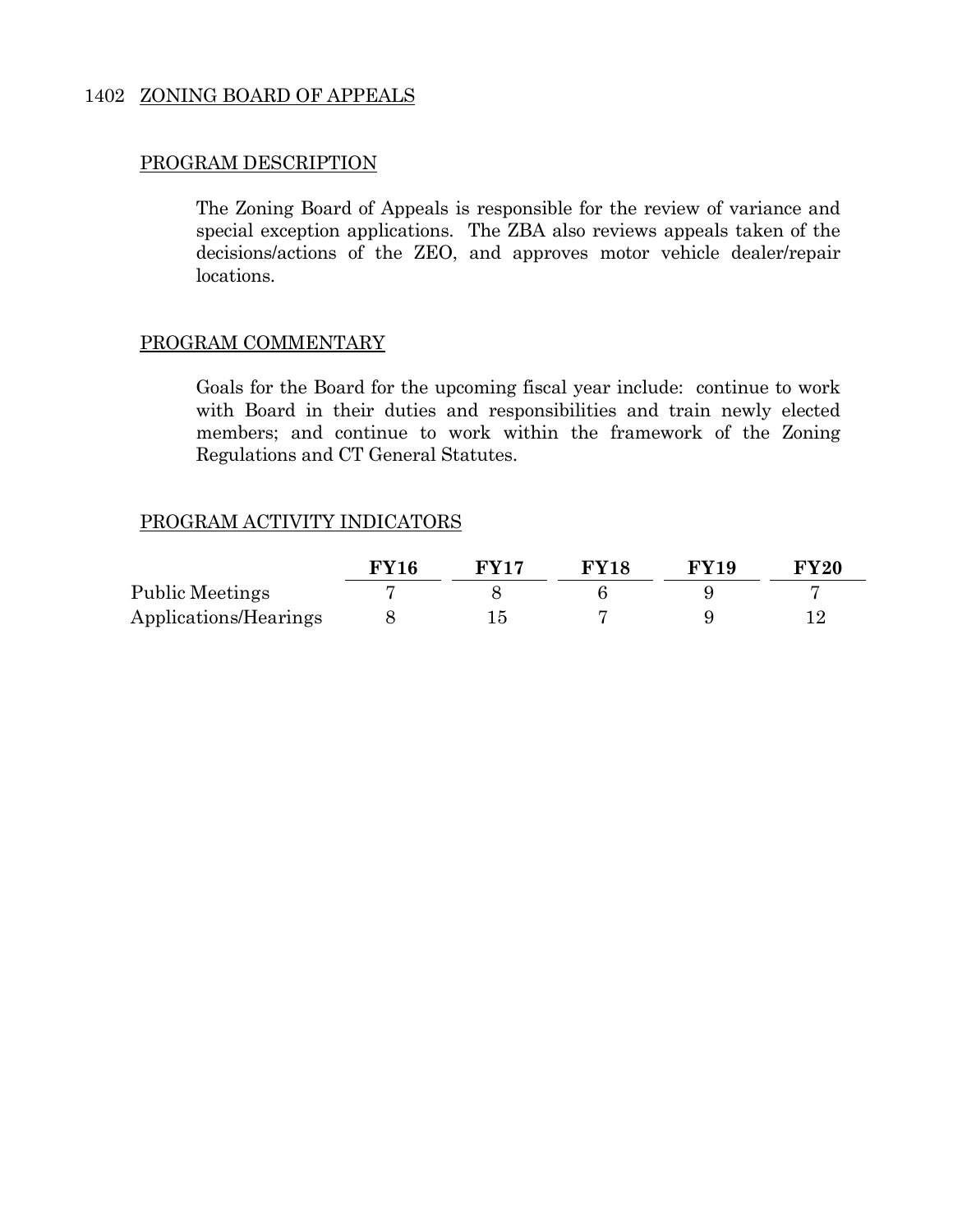## 1402 ZONING BOARD OF APPEALS

### PROGRAM DESCRIPTION

The Zoning Board of Appeals is responsible for the review of variance and special exception applications. The ZBA also reviews appeals taken of the decisions/actions of the ZEO, and approves motor vehicle dealer/repair locations.

### PROGRAM COMMENTARY

Goals for the Board for the upcoming fiscal year include: continue to work with Board in their duties and responsibilities and train newly elected members; and continue to work within the framework of the Zoning Regulations and CT General Statutes.

### PROGRAM ACTIVITY INDICATORS

| | **FY16** | **FY17** | **FY18** | **FY19** | **FY20** |
|---|---|---|---|---|---|
| Public Meetings | 7 | 8 | 6 | 9 | 7 |
| Applications/Hearings | 8 | 15 | 7 | 9 | 12 |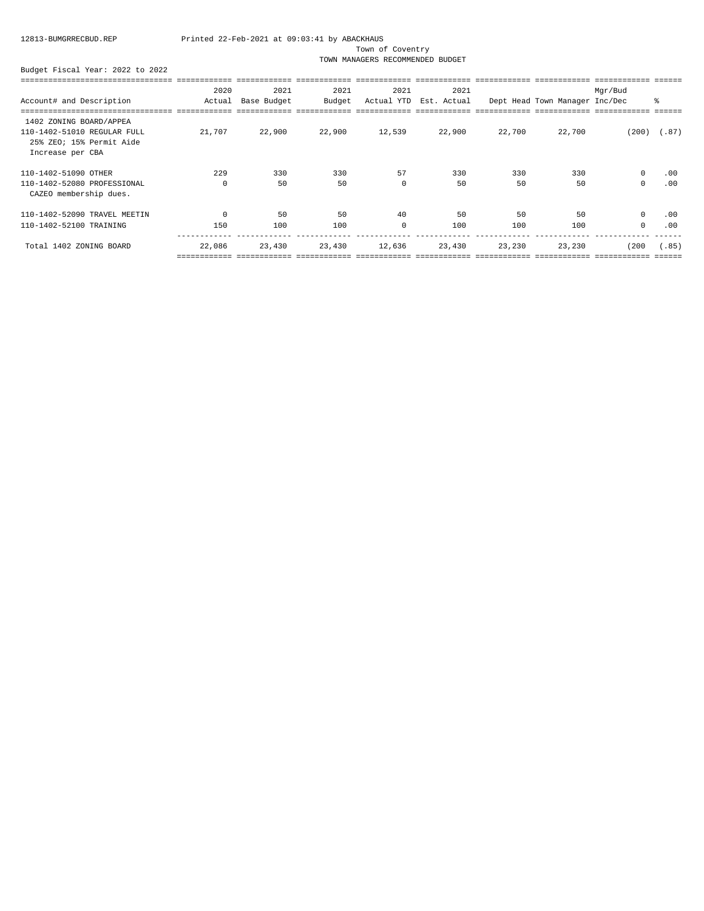Town of Coventry

TOWN MANAGERS RECOMMENDED BUDGET

Budget Fiscal Year: 2022 to 2022

| Account# and Description | 2020 Actual | 2021 Base Budget | 2021 Budget | 2021 Actual YTD | 2021 Est. Actual | Dept Head | Town Manager | Mgr/Bud Inc/Dec | % |
|---|---|---|---|---|---|---|---|---|---|
| 1402 ZONING BOARD/APPEA | | | | | | | | | |
| 110-1402-51010 REGULAR FULL<br>25% ZEO; 15% Permit Aide<br>Increase per CBA | 21,707 | 22,900 | 22,900 | 12,539 | 22,900 | 22,700 | 22,700 | (200) | (.87) |
| 110-1402-51090 OTHER | 229 | 330 | 330 | 57 | 330 | 330 | 330 | 0 | .00 |
| 110-1402-52080 PROFESSIONAL<br>CAZEO membership dues. | 0 | 50 | 50 | 0 | 50 | 50 | 50 | 0 | .00 |
| 110-1402-52090 TRAVEL MEETIN | 0 | 50 | 50 | 40 | 50 | 50 | 50 | 0 | .00 |
| 110-1402-52100 TRAINING | 150 | 100 | 100 | 0 | 100 | 100 | 100 | 0 | .00 |
| Total 1402 ZONING BOARD | 22,086 | 23,430 | 23,430 | 12,636 | 23,430 | 23,230 | 23,230 | (200 | (.85) |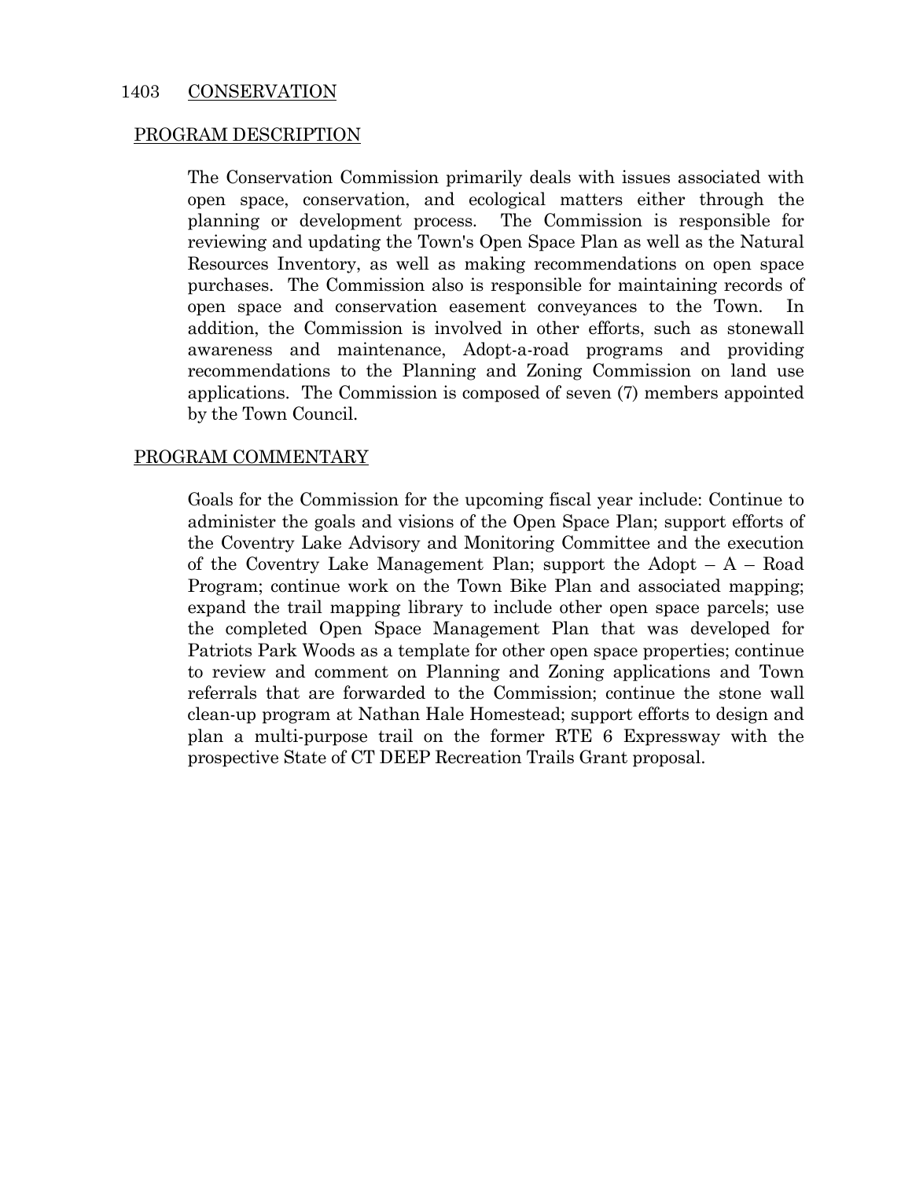## 1403 CONSERVATION

### PROGRAM DESCRIPTION

The Conservation Commission primarily deals with issues associated with open space, conservation, and ecological matters either through the planning or development process. The Commission is responsible for reviewing and updating the Town's Open Space Plan as well as the Natural Resources Inventory, as well as making recommendations on open space purchases. The Commission also is responsible for maintaining records of open space and conservation easement conveyances to the Town. In addition, the Commission is involved in other efforts, such as stonewall awareness and maintenance, Adopt-a-road programs and providing recommendations to the Planning and Zoning Commission on land use applications. The Commission is composed of seven (7) members appointed by the Town Council.

### PROGRAM COMMENTARY

Goals for the Commission for the upcoming fiscal year include: Continue to administer the goals and visions of the Open Space Plan; support efforts of the Coventry Lake Advisory and Monitoring Committee and the execution of the Coventry Lake Management Plan; support the Adopt – A – Road Program; continue work on the Town Bike Plan and associated mapping; expand the trail mapping library to include other open space parcels; use the completed Open Space Management Plan that was developed for Patriots Park Woods as a template for other open space properties; continue to review and comment on Planning and Zoning applications and Town referrals that are forwarded to the Commission; continue the stone wall clean-up program at Nathan Hale Homestead; support efforts to design and plan a multi-purpose trail on the former RTE 6 Expressway with the prospective State of CT DEEP Recreation Trails Grant proposal.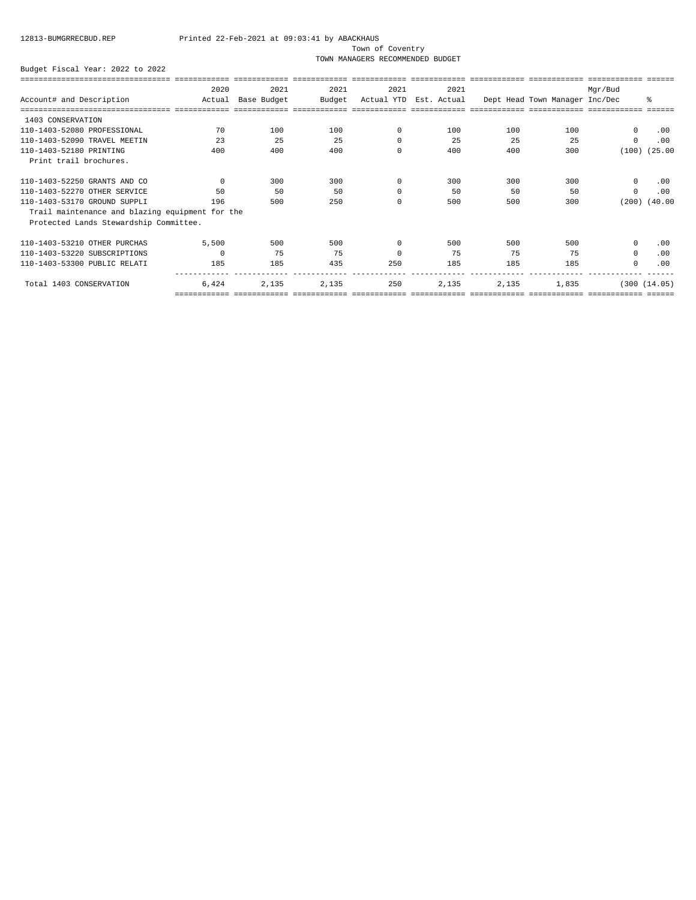12813-BUMGRRECBUD.REP Printed 22-Feb-2021 at 09:03:41 by ABACKHAUS

Town of Coventry

TOWN MANAGERS RECOMMENDED BUDGET

Budget Fiscal Year: 2022 to 2022

| Account# and Description | 2020 Actual | 2021 Base Budget | 2021 Budget | 2021 Actual YTD | 2021 Est. Actual | Dept Head | Town Manager | Mgr/Bud Inc/Dec | % |
|---|---|---|---|---|---|---|---|---|---|
| 1403 CONSERVATION | | | | | | | | | |
| 110-1403-52080 PROFESSIONAL | 70 | 100 | 100 | 0 | 100 | 100 | 100 | 0 | .00 |
| 110-1403-52090 TRAVEL MEETIN | 23 | 25 | 25 | 0 | 25 | 25 | 25 | 0 | .00 |
| 110-1403-52180 PRINTING | 400 | 400 | 400 | 0 | 400 | 400 | 300 | (100) | (25.00 |
| Print trail brochures. | | | | | | | | | |
| 110-1403-52250 GRANTS AND CO | 0 | 300 | 300 | 0 | 300 | 300 | 300 | 0 | .00 |
| 110-1403-52270 OTHER SERVICE | 50 | 50 | 50 | 0 | 50 | 50 | 50 | 0 | .00 |
| 110-1403-53170 GROUND SUPPLI | 196 | 500 | 250 | 0 | 500 | 500 | 300 | (200) | (40.00 |
| Trail maintenance and blazing equipment for the Protected Lands Stewardship Committee. | | | | | | | | | |
| 110-1403-53210 OTHER PURCHAS | 5,500 | 500 | 500 | 0 | 500 | 500 | 500 | 0 | .00 |
| 110-1403-53220 SUBSCRIPTIONS | 0 | 75 | 75 | 0 | 75 | 75 | 75 | 0 | .00 |
| 110-1403-53300 PUBLIC RELATI | 185 | 185 | 435 | 250 | 185 | 185 | 185 | 0 | .00 |
| Total 1403 CONSERVATION | 6,424 | 2,135 | 2,135 | 250 | 2,135 | 2,135 | 1,835 | (300 | (14.05) |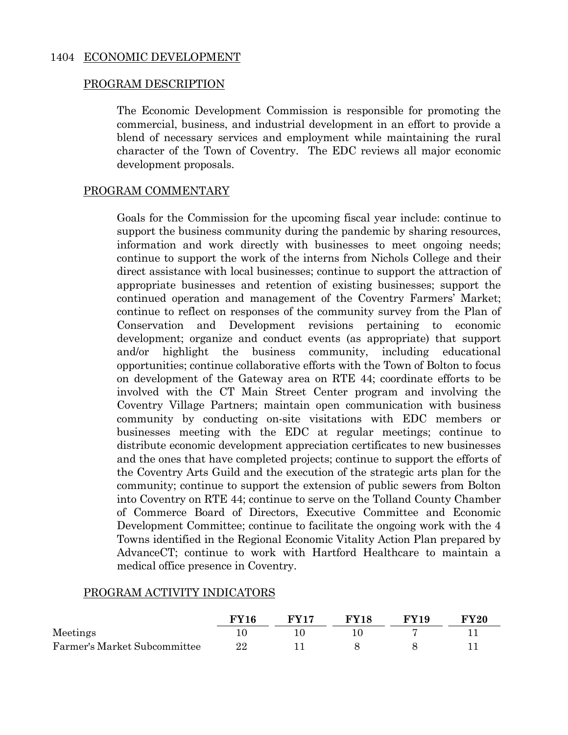## 1404 ECONOMIC DEVELOPMENT

### PROGRAM DESCRIPTION

The Economic Development Commission is responsible for promoting the commercial, business, and industrial development in an effort to provide a blend of necessary services and employment while maintaining the rural character of the Town of Coventry. The EDC reviews all major economic development proposals.

### PROGRAM COMMENTARY

Goals for the Commission for the upcoming fiscal year include: continue to support the business community during the pandemic by sharing resources, information and work directly with businesses to meet ongoing needs; continue to support the work of the interns from Nichols College and their direct assistance with local businesses; continue to support the attraction of appropriate businesses and retention of existing businesses; support the continued operation and management of the Coventry Farmers' Market; continue to reflect on responses of the community survey from the Plan of Conservation and Development revisions pertaining to economic development; organize and conduct events (as appropriate) that support and/or highlight the business community, including educational opportunities; continue collaborative efforts with the Town of Bolton to focus on development of the Gateway area on RTE 44; coordinate efforts to be involved with the CT Main Street Center program and involving the Coventry Village Partners; maintain open communication with business community by conducting on-site visitations with EDC members or businesses meeting with the EDC at regular meetings; continue to distribute economic development appreciation certificates to new businesses and the ones that have completed projects; continue to support the efforts of the Coventry Arts Guild and the execution of the strategic arts plan for the community; continue to support the extension of public sewers from Bolton into Coventry on RTE 44; continue to serve on the Tolland County Chamber of Commerce Board of Directors, Executive Committee and Economic Development Committee; continue to facilitate the ongoing work with the 4 Towns identified in the Regional Economic Vitality Action Plan prepared by AdvanceCT; continue to work with Hartford Healthcare to maintain a medical office presence in Coventry.

### PROGRAM ACTIVITY INDICATORS

| | FY16 | FY17 | FY18 | FY19 | FY20 |
|---|---|---|---|---|---|
| Meetings | 10 | 10 | 10 | 7 | 11 |
| Farmer's Market Subcommittee | 22 | 11 | 8 | 8 | 11 |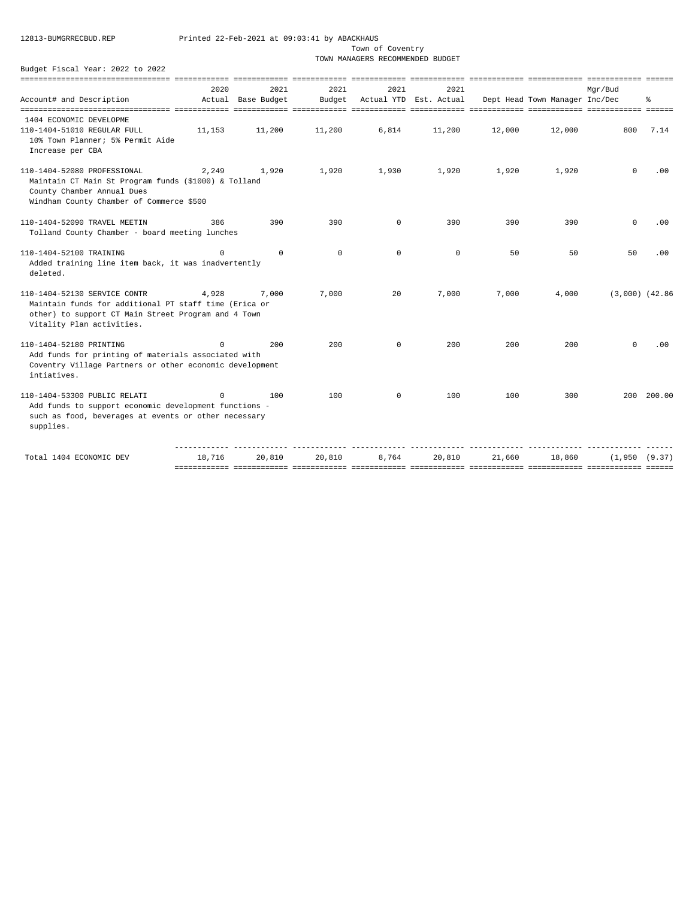12813-BUMGRRECBUD.REP Printed 22-Feb-2021 at 09:03:41 by ABACKHAUS

Town of Coventry

TOWN MANAGERS RECOMMENDED BUDGET

Budget Fiscal Year: 2022 to 2022

| Account# and Description | 2020 Actual | 2021 Base Budget | 2021 Budget | 2021 Actual YTD | 2021 Est. Actual | Dept Head | Town Manager | Mgr/Bud Inc/Dec | % |
|---|---|---|---|---|---|---|---|---|---|
| 1404 ECONOMIC DEVELOPME | | | | | | | | | |
| 110-1404-51010 REGULAR FULL<br>10% Town Planner; 5% Permit Aide<br>Increase per CBA | 11,153 | 11,200 | 11,200 | 6,814 | 11,200 | 12,000 | 12,000 | 800 | 7.14 |
| 110-1404-52080 PROFESSIONAL<br>Maintain CT Main St Program funds ($1000) & Tolland County Chamber Annual Dues<br>Windham County Chamber of Commerce $500 | 2,249 | 1,920 | 1,920 | 1,930 | 1,920 | 1,920 | 1,920 | 0 | .00 |
| 110-1404-52090 TRAVEL MEETIN<br>Tolland County Chamber - board meeting lunches | 386 | 390 | 390 | 0 | 390 | 390 | 390 | 0 | .00 |
| 110-1404-52100 TRAINING<br>Added training line item back, it was inadvertently deleted. | 0 | 0 | 0 | 0 | 0 | 50 | 50 | 50 | .00 |
| 110-1404-52130 SERVICE CONTR<br>Maintain funds for additional PT staff time (Erica or other) to support CT Main Street Program and 4 Town Vitality Plan activities. | 4,928 | 7,000 | 7,000 | 20 | 7,000 | 7,000 | 4,000 | (3,000) | (42.86 |
| 110-1404-52180 PRINTING<br>Add funds for printing of materials associated with Coventry Village Partners or other economic development intiatives. | 0 | 200 | 200 | 0 | 200 | 200 | 200 | 0 | .00 |
| 110-1404-53300 PUBLIC RELATI<br>Add funds to support economic development functions - such as food, beverages at events or other necessary supplies. | 0 | 100 | 100 | 0 | 100 | 100 | 300 | 200 | 200.00 |
| Total 1404 ECONOMIC DEV | 18,716 | 20,810 | 20,810 | 8,764 | 20,810 | 21,660 | 18,860 | (1,950 | (9.37) |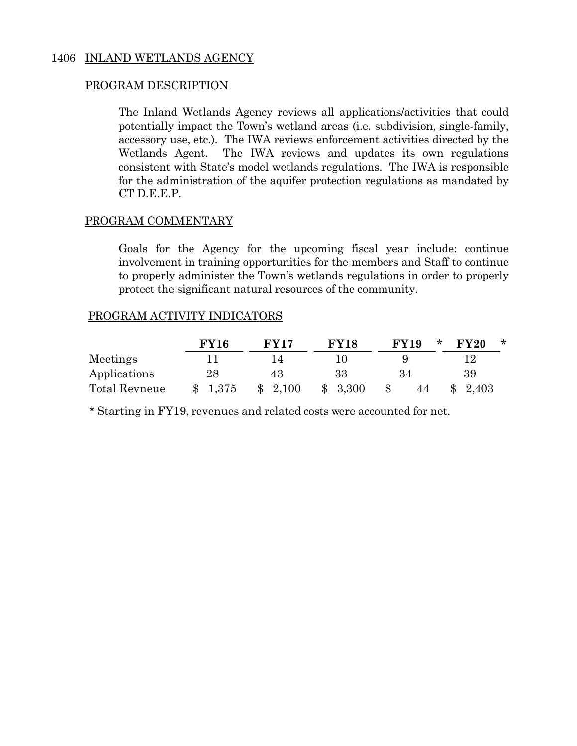## 1406 INLAND WETLANDS AGENCY

### PROGRAM DESCRIPTION

The Inland Wetlands Agency reviews all applications/activities that could potentially impact the Town's wetland areas (i.e. subdivision, single-family, accessory use, etc.). The IWA reviews enforcement activities directed by the Wetlands Agent. The IWA reviews and updates its own regulations consistent with State's model wetlands regulations. The IWA is responsible for the administration of the aquifer protection regulations as mandated by CT D.E.E.P.

### PROGRAM COMMENTARY

Goals for the Agency for the upcoming fiscal year include: continue involvement in training opportunities for the members and Staff to continue to properly administer the Town's wetlands regulations in order to properly protect the significant natural resources of the community.

### PROGRAM ACTIVITY INDICATORS

| | FY16 | FY17 | FY18 | FY19 * | FY20 * |
|---|---|---|---|---|---|
| Meetings | 11 | 14 | 10 | 9 | 12 |
| Applications | 28 | 43 | 33 | 34 | 39 |
| Total Revneue | $ 1,375 | $ 2,100 | $ 3,300 | $ 44 | $ 2,403 |

* Starting in FY19, revenues and related costs were accounted for net.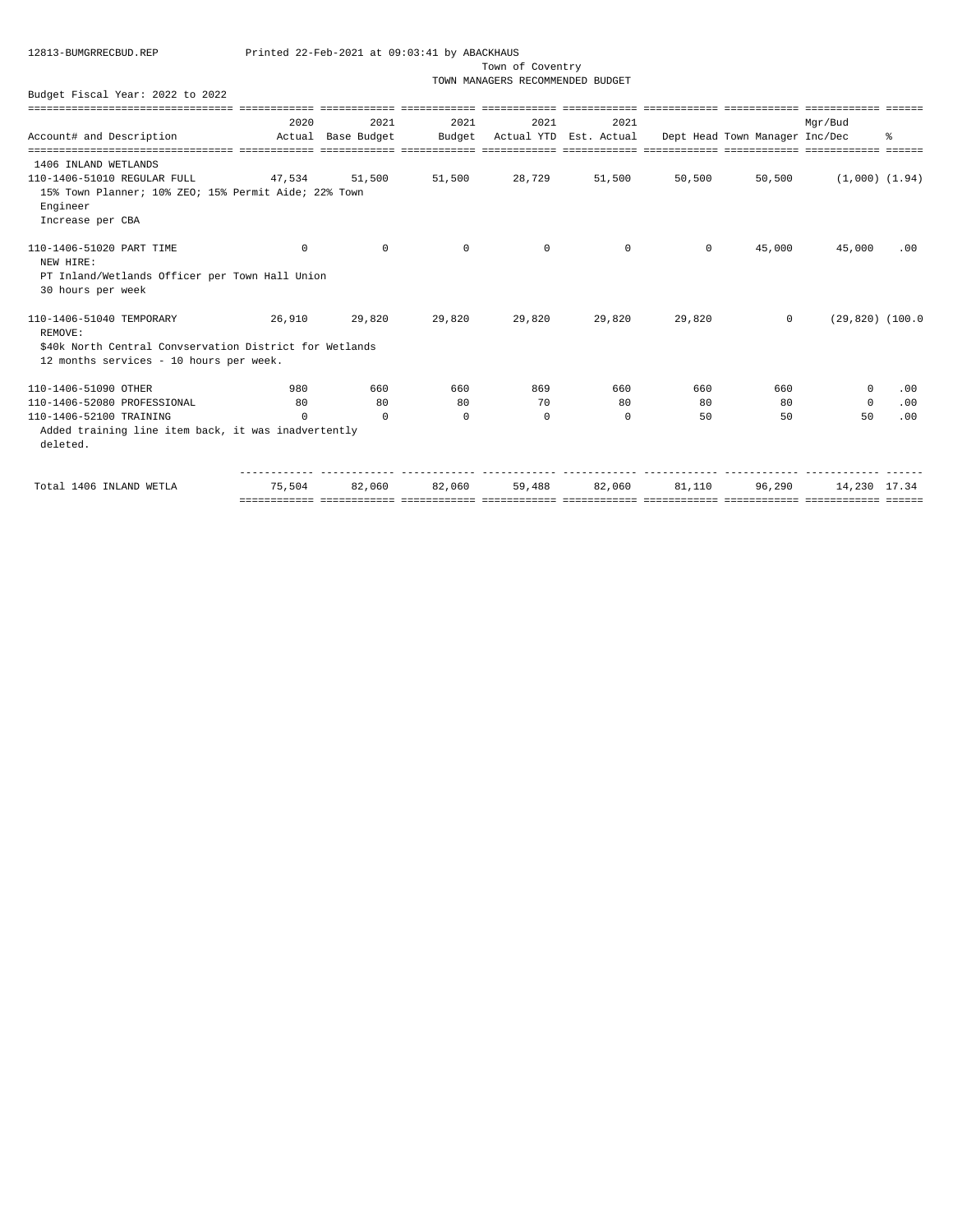12813-BUMGRRECBUD.REP Printed 22-Feb-2021 at 09:03:41 by ABACKHAUS

Town of Coventry

TOWN MANAGERS RECOMMENDED BUDGET

Budget Fiscal Year: 2022 to 2022

| Account# and Description | 2020 Actual | 2021 Base Budget | 2021 Budget | 2021 Actual YTD | 2021 Est. Actual | Dept Head | Town Manager | Mgr/Bud Inc/Dec | % |
|---|---|---|---|---|---|---|---|---|---|
| 1406 INLAND WETLANDS | | | | | | | | | |
| 110-1406-51010 REGULAR FULL | 47,534 | 51,500 | 51,500 | 28,729 | 51,500 | 50,500 | 50,500 | (1,000) | (1.94) |
| 15% Town Planner; 10% ZEO; 15% Permit Aide; 22% Town Engineer<br>Increase per CBA | | | | | | | | | |
| 110-1406-51020 PART TIME | 0 | 0 | 0 | 0 | 0 | 0 | 45,000 | 45,000 | .00 |
| NEW HIRE:<br>PT Inland/Wetlands Officer per Town Hall Union<br>30 hours per week | | | | | | | | | |
| 110-1406-51040 TEMPORARY | 26,910 | 29,820 | 29,820 | 29,820 | 29,820 | 29,820 | 0 | (29,820) | (100.0 |
| REMOVE:<br>$40k North Central Convservation District for Wetlands<br>12 months services - 10 hours per week. | | | | | | | | | |
| 110-1406-51090 OTHER | 980 | 660 | 660 | 869 | 660 | 660 | 660 | 0 | .00 |
| 110-1406-52080 PROFESSIONAL | 80 | 80 | 80 | 70 | 80 | 80 | 80 | 0 | .00 |
| 110-1406-52100 TRAINING | 0 | 0 | 0 | 0 | 0 | 50 | 50 | 50 | .00 |
| Added training line item back, it was inadvertently deleted. | | | | | | | | | |
| Total 1406 INLAND WETLA | 75,504 | 82,060 | 82,060 | 59,488 | 82,060 | 81,110 | 96,290 | 14,230 | 17.34 |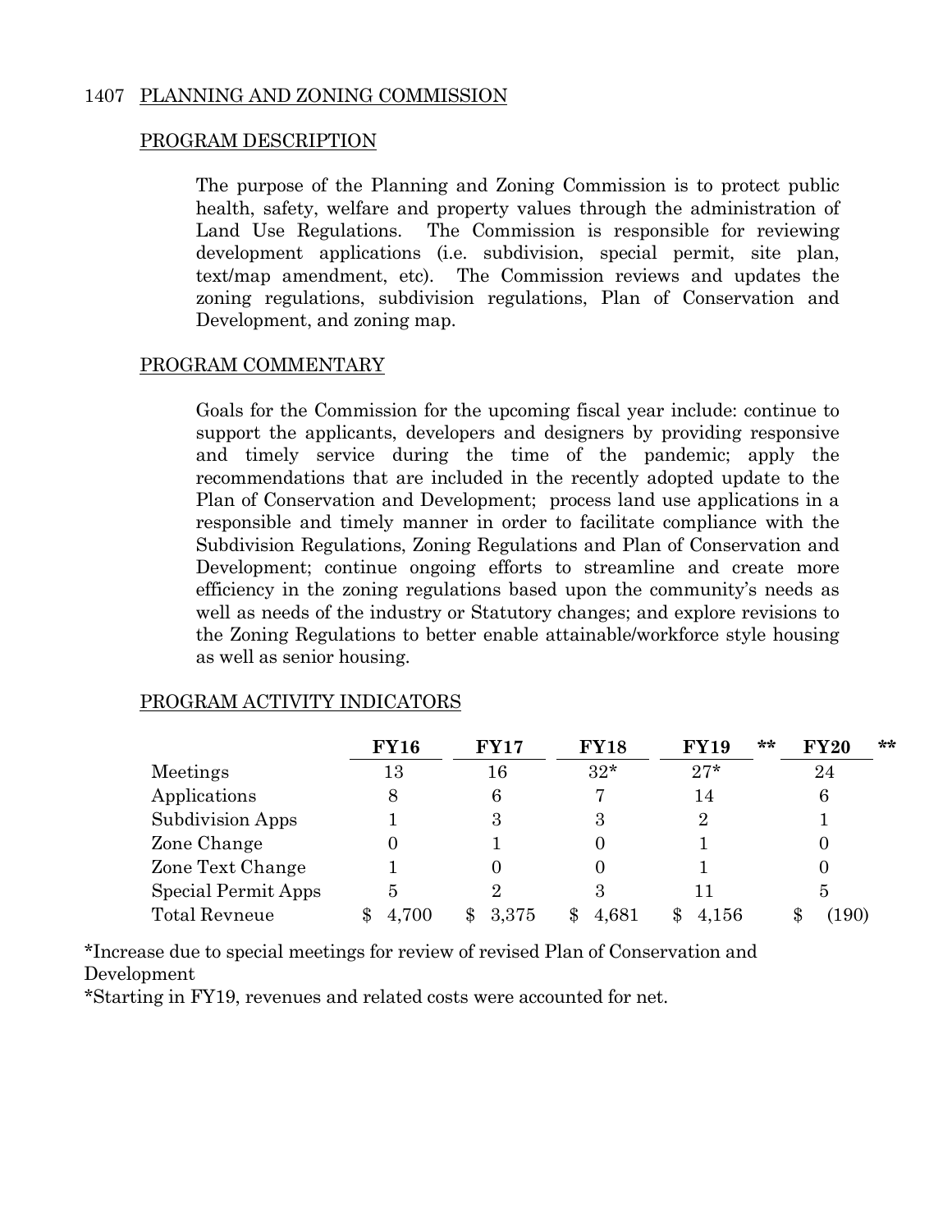## 1407 PLANNING AND ZONING COMMISSION

### PROGRAM DESCRIPTION

The purpose of the Planning and Zoning Commission is to protect public health, safety, welfare and property values through the administration of Land Use Regulations. The Commission is responsible for reviewing development applications (i.e. subdivision, special permit, site plan, text/map amendment, etc). The Commission reviews and updates the zoning regulations, subdivision regulations, Plan of Conservation and Development, and zoning map.

### PROGRAM COMMENTARY

Goals for the Commission for the upcoming fiscal year include: continue to support the applicants, developers and designers by providing responsive and timely service during the time of the pandemic; apply the recommendations that are included in the recently adopted update to the Plan of Conservation and Development; process land use applications in a responsible and timely manner in order to facilitate compliance with the Subdivision Regulations, Zoning Regulations and Plan of Conservation and Development; continue ongoing efforts to streamline and create more efficiency in the zoning regulations based upon the community's needs as well as needs of the industry or Statutory changes; and explore revisions to the Zoning Regulations to better enable attainable/workforce style housing as well as senior housing.

### PROGRAM ACTIVITY INDICATORS

| | FY16 | FY17 | FY18 | FY19 ** | FY20 ** |
|---|---|---|---|---|---|
| Meetings | 13 | 16 | 32* | 27* | 24 |
| Applications | 8 | 6 | 7 | 14 | 6 |
| Subdivision Apps | 1 | 3 | 3 | 2 | 1 |
| Zone Change | 0 | 1 | 0 | 1 | 0 |
| Zone Text Change | 1 | 0 | 0 | 1 | 0 |
| Special Permit Apps | 5 | 2 | 3 | 11 | 5 |
| Total Revneue | $ 4,700 | $ 3,375 | $ 4,681 | $ 4,156 | $ (190) |

*Increase due to special meetings for review of revised Plan of Conservation and Development

*Starting in FY19, revenues and related costs were accounted for net.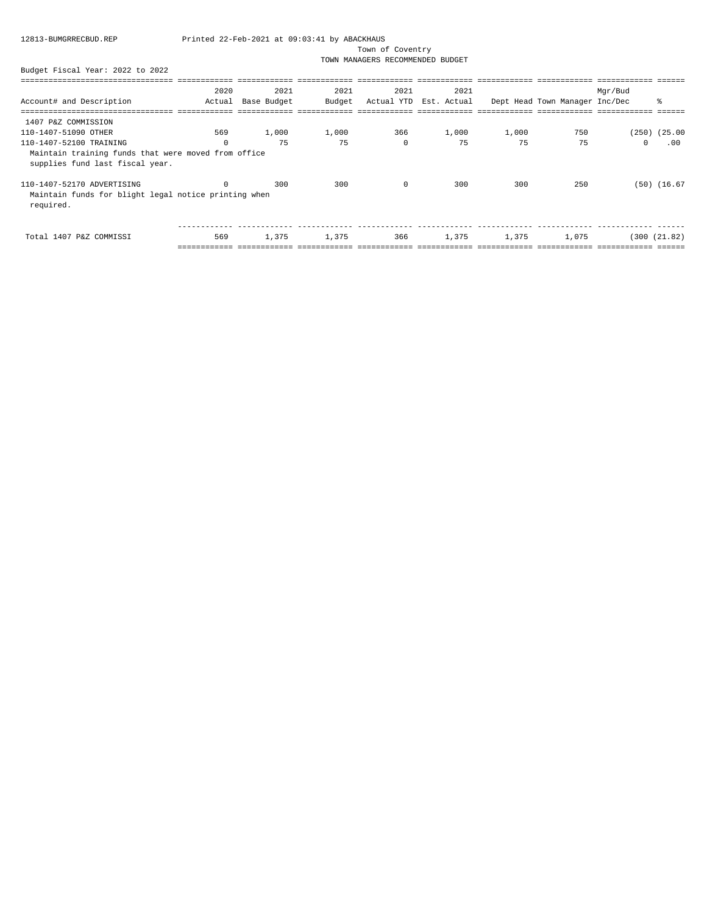Town of Coventry

TOWN MANAGERS RECOMMENDED BUDGET

Budget Fiscal Year: 2022 to 2022

| Account# and Description | 2020 Actual | 2021 Base Budget | 2021 Budget | 2021 Actual YTD | 2021 Est. Actual | Dept Head | Town Manager | Mgr/Bud Inc/Dec | % |
|---|---|---|---|---|---|---|---|---|---|
| **1407 P&Z COMMISSION** | | | | | | | | | |
| 110-1407-51090 OTHER | 569 | 1,000 | 1,000 | 366 | 1,000 | 1,000 | 750 | (250) | (25.00 |
| 110-1407-52100 TRAINING | 0 | 75 | 75 | 0 | 75 | 75 | 75 | 0 | .00 |
| Maintain training funds that were moved from office supplies fund last fiscal year. | | | | | | | | | |
| 110-1407-52170 ADVERTISING | 0 | 300 | 300 | 0 | 300 | 300 | 250 | (50) | (16.67 |
| Maintain funds for blight legal notice printing when required. | | | | | | | | | |
| Total 1407 P&Z COMMISSI | 569 | 1,375 | 1,375 | 366 | 1,375 | 1,375 | 1,075 | (300 | (21.82) |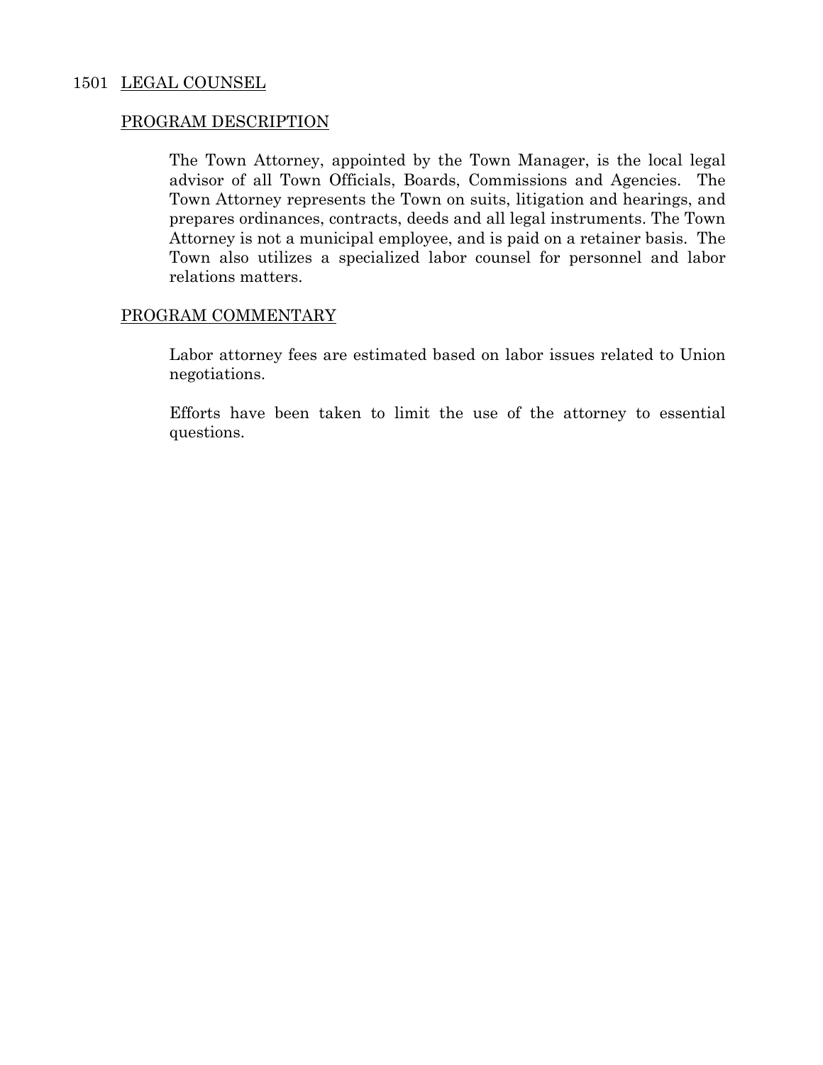## 1501 LEGAL COUNSEL

### PROGRAM DESCRIPTION

The Town Attorney, appointed by the Town Manager, is the local legal advisor of all Town Officials, Boards, Commissions and Agencies. The Town Attorney represents the Town on suits, litigation and hearings, and prepares ordinances, contracts, deeds and all legal instruments. The Town Attorney is not a municipal employee, and is paid on a retainer basis. The Town also utilizes a specialized labor counsel for personnel and labor relations matters.

### PROGRAM COMMENTARY

Labor attorney fees are estimated based on labor issues related to Union negotiations.

Efforts have been taken to limit the use of the attorney to essential questions.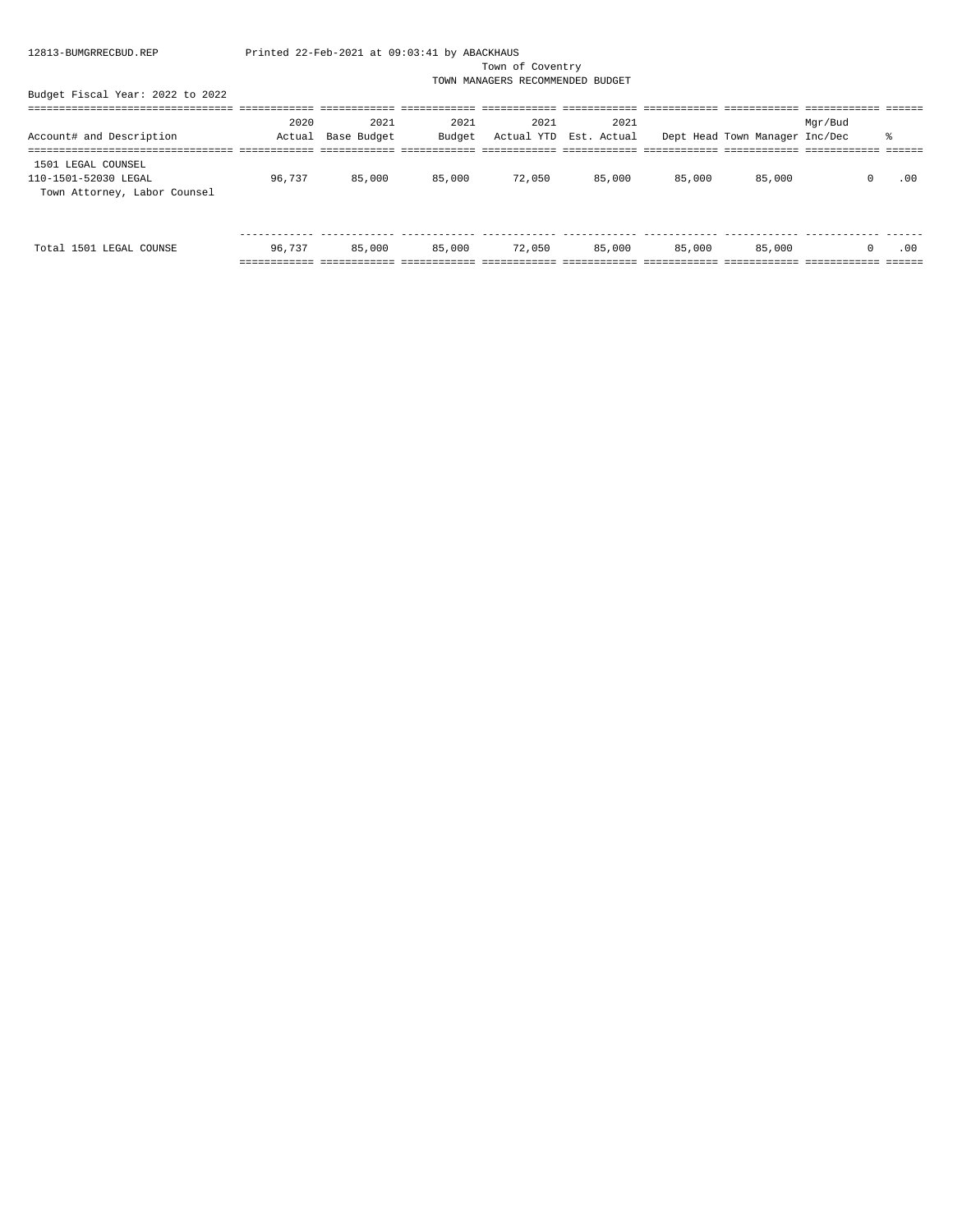12813-BUMGRRECBUD.REP Printed 22-Feb-2021 at 09:03:41 by ABACKHAUS

Town of Coventry

TOWN MANAGERS RECOMMENDED BUDGET

Budget Fiscal Year: 2022 to 2022

| Account# and Description | 2020 Actual | 2021 Base Budget | 2021 Budget | 2021 Actual YTD | 2021 Est. Actual | Dept Head | Town Manager | Mgr/Bud Inc/Dec | % |
|---|---|---|---|---|---|---|---|---|---|
| 1501 LEGAL COUNSEL | | | | | | | | | |
| 110-1501-52030 LEGAL<br>Town Attorney, Labor Counsel | 96,737 | 85,000 | 85,000 | 72,050 | 85,000 | 85,000 | 85,000 | 0 | .00 |
| Total 1501 LEGAL COUNSE | 96,737 | 85,000 | 85,000 | 72,050 | 85,000 | 85,000 | 85,000 | 0 | .00 |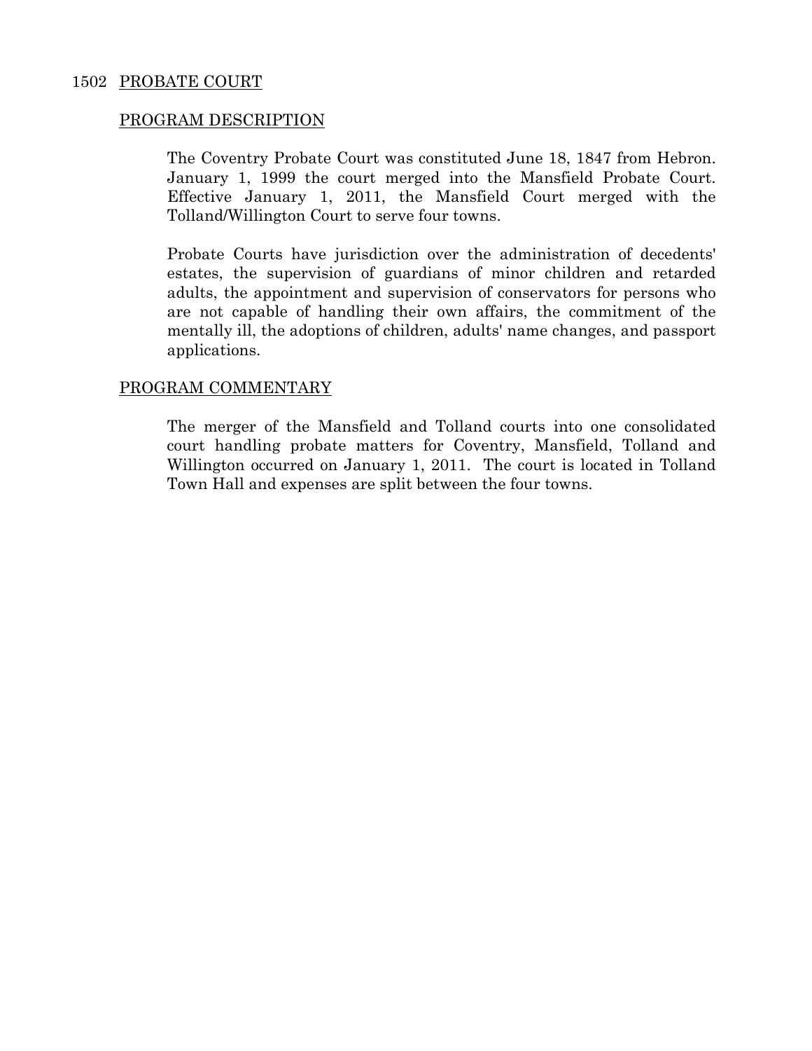## 1502 PROBATE COURT

### PROGRAM DESCRIPTION

The Coventry Probate Court was constituted June 18, 1847 from Hebron. January 1, 1999 the court merged into the Mansfield Probate Court. Effective January 1, 2011, the Mansfield Court merged with the Tolland/Willington Court to serve four towns.

Probate Courts have jurisdiction over the administration of decedents' estates, the supervision of guardians of minor children and retarded adults, the appointment and supervision of conservators for persons who are not capable of handling their own affairs, the commitment of the mentally ill, the adoptions of children, adults' name changes, and passport applications.

### PROGRAM COMMENTARY

The merger of the Mansfield and Tolland courts into one consolidated court handling probate matters for Coventry, Mansfield, Tolland and Willington occurred on January 1, 2011. The court is located in Tolland Town Hall and expenses are split between the four towns.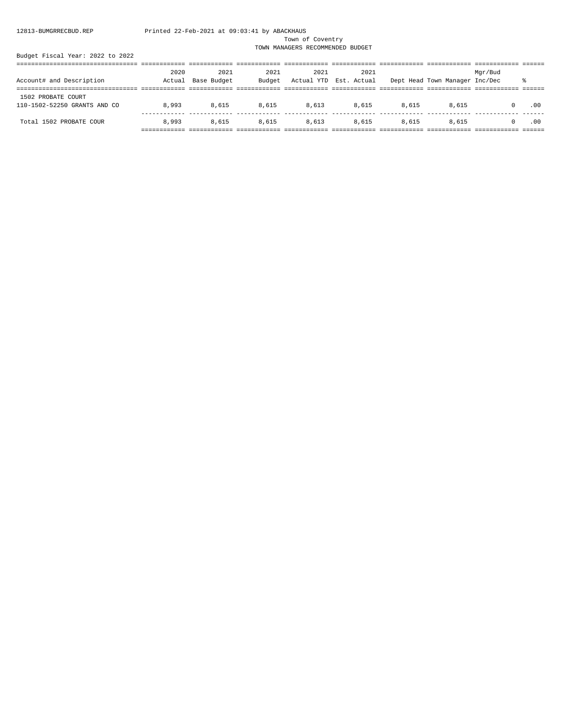Town of Coventry

TOWN MANAGERS RECOMMENDED BUDGET

Budget Fiscal Year: 2022 to 2022

| Account# and Description | 2020 Actual | 2021 Base Budget | 2021 Budget | 2021 Actual YTD | 2021 Est. Actual | Dept Head | Town Manager | Mgr/Bud Inc/Dec | % |
|---|---|---|---|---|---|---|---|---|---|
| 1502 PROBATE COURT | | | | | | | | | |
| 110-1502-52250 GRANTS AND CO | 8,993 | 8,615 | 8,615 | 8,613 | 8,615 | 8,615 | 8,615 | 0 | .00 |
| Total 1502 PROBATE COUR | 8,993 | 8,615 | 8,615 | 8,613 | 8,615 | 8,615 | 8,615 | 0 | .00 |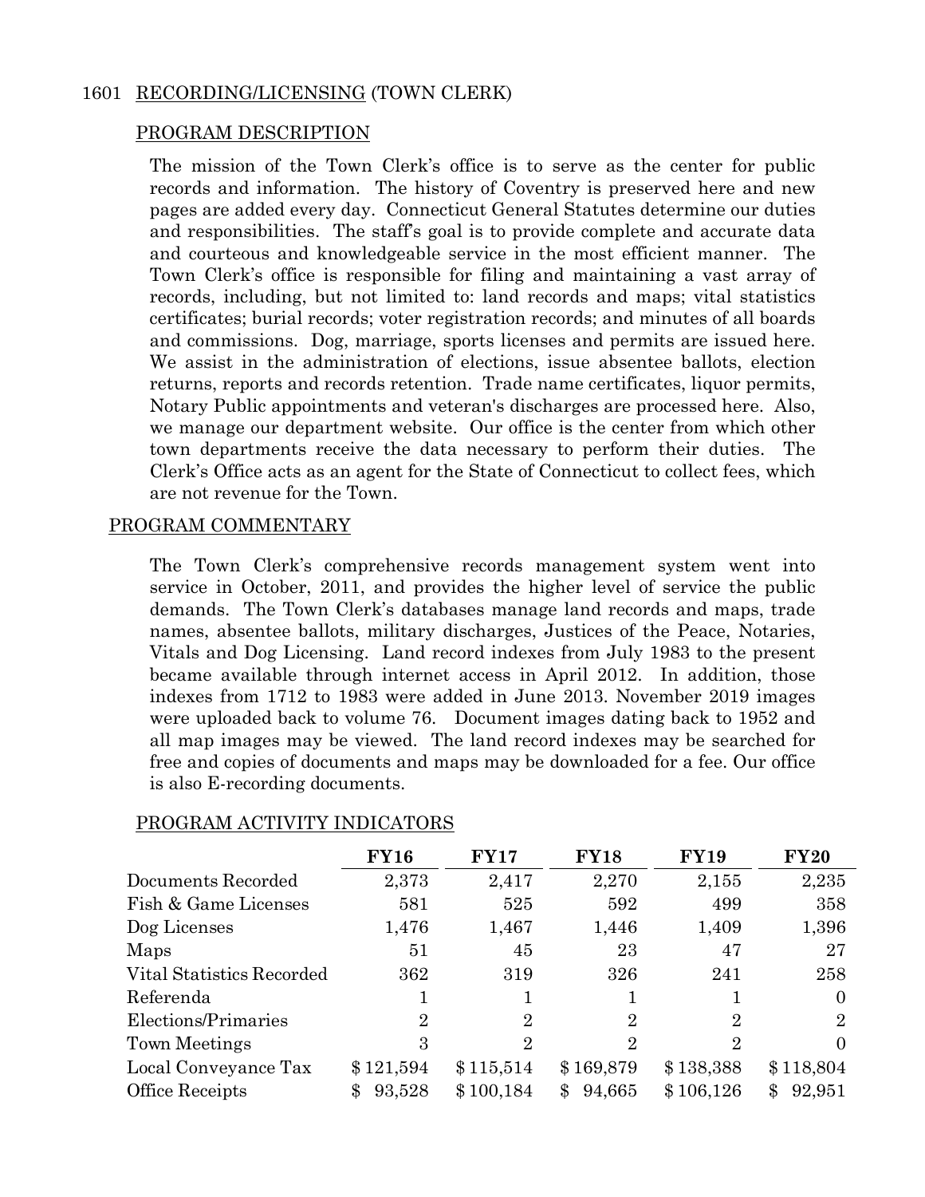## 1601 RECORDING/LICENSING (TOWN CLERK)

### PROGRAM DESCRIPTION

The mission of the Town Clerk's office is to serve as the center for public records and information. The history of Coventry is preserved here and new pages are added every day. Connecticut General Statutes determine our duties and responsibilities. The staff's goal is to provide complete and accurate data and courteous and knowledgeable service in the most efficient manner. The Town Clerk's office is responsible for filing and maintaining a vast array of records, including, but not limited to: land records and maps; vital statistics certificates; burial records; voter registration records; and minutes of all boards and commissions. Dog, marriage, sports licenses and permits are issued here. We assist in the administration of elections, issue absentee ballots, election returns, reports and records retention. Trade name certificates, liquor permits, Notary Public appointments and veteran's discharges are processed here. Also, we manage our department website. Our office is the center from which other town departments receive the data necessary to perform their duties. The Clerk's Office acts as an agent for the State of Connecticut to collect fees, which are not revenue for the Town.

### PROGRAM COMMENTARY

The Town Clerk's comprehensive records management system went into service in October, 2011, and provides the higher level of service the public demands. The Town Clerk's databases manage land records and maps, trade names, absentee ballots, military discharges, Justices of the Peace, Notaries, Vitals and Dog Licensing. Land record indexes from July 1983 to the present became available through internet access in April 2012. In addition, those indexes from 1712 to 1983 were added in June 2013. November 2019 images were uploaded back to volume 76. Document images dating back to 1952 and all map images may be viewed. The land record indexes may be searched for free and copies of documents and maps may be downloaded for a fee. Our office is also E-recording documents.

### PROGRAM ACTIVITY INDICATORS

| | FY16 | FY17 | FY18 | FY19 | FY20 |
|---|---|---|---|---|---|
| Documents Recorded | 2,373 | 2,417 | 2,270 | 2,155 | 2,235 |
| Fish & Game Licenses | 581 | 525 | 592 | 499 | 358 |
| Dog Licenses | 1,476 | 1,467 | 1,446 | 1,409 | 1,396 |
| Maps | 51 | 45 | 23 | 47 | 27 |
| Vital Statistics Recorded | 362 | 319 | 326 | 241 | 258 |
| Referenda | 1 | 1 | 1 | 1 | 0 |
| Elections/Primaries | 2 | 2 | 2 | 2 | 2 |
| Town Meetings | 3 | 2 | 2 | 2 | 0 |
| Local Conveyance Tax | $121,594 | $115,514 | $169,879 | $138,388 | $118,804 |
| Office Receipts | $ 93,528 | $100,184 | $ 94,665 | $106,126 | $ 92,951 |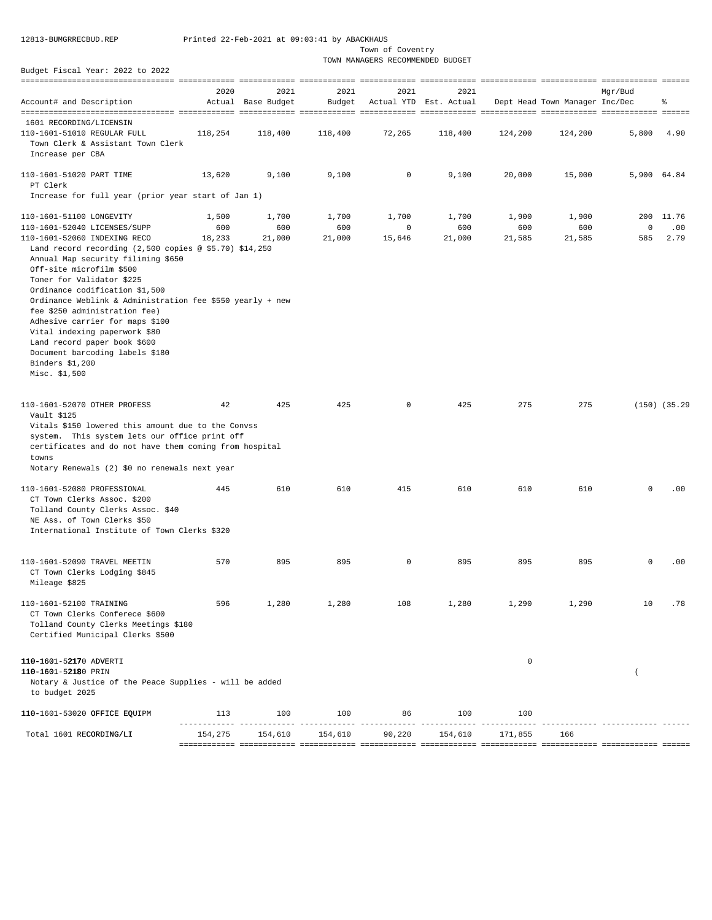12813-BUMGRRECBUD.REP Printed 22-Feb-2021 at 09:03:41 by ABACKHAUS

Town of Coventry
TOWN MANAGERS RECOMMENDED BUDGET

Budget Fiscal Year: 2022 to 2022

| Account# and Description | 2020 Actual | 2021 Base Budget | 2021 Budget | 2021 Actual YTD | 2021 Est. Actual | Dept Head | Town Manager | Mgr/Bud Inc/Dec | % |
|---|---|---|---|---|---|---|---|---|---|
| 1601 RECORDING/LICENSIN | | | | | | | | | |
| 110-1601-51010 REGULAR FULL | 118,254 | 118,400 | 118,400 | 72,265 | 118,400 | 124,200 | 124,200 | 5,800 | 4.90 |
| Town Clerk & Assistant Town Clerk<br>Increase per CBA | | | | | | | | | |
| 110-1601-51020 PART TIME | 13,620 | 9,100 | 9,100 | 0 | 9,100 | 20,000 | 15,000 | 5,900 | 64.84 |
| PT Clerk<br>Increase for full year (prior year start of Jan 1) | | | | | | | | | |
| 110-1601-51100 LONGEVITY | 1,500 | 1,700 | 1,700 | 1,700 | 1,700 | 1,900 | 1,900 | 200 | 11.76 |
| 110-1601-52040 LICENSES/SUPP | 600 | 600 | 600 | 0 | 600 | 600 | 600 | 0 | .00 |
| 110-1601-52060 INDEXING RECO | 18,233 | 21,000 | 21,000 | 15,646 | 21,000 | 21,585 | 21,585 | 585 | 2.79 |
| Land record recording (2,500 copies @ $5.70) $14,250<br>Annual Map security filiming $650<br>Off-site microfilm $500<br>Toner for Validator $225<br>Ordinance codification $1,500<br>Ordinance Weblink & Administration fee $550 yearly + new fee $250 administration fee)<br>Adhesive carrier for maps $100<br>Vital indexing paperwork $80<br>Land record paper book $600<br>Document barcoding labels $180<br>Binders $1,200<br>Misc. $1,500 | | | | | | | | | |
| 110-1601-52070 OTHER PROFESS | 42 | 425 | 425 | 0 | 425 | 275 | 275 | (150) | (35.29 |
| Vault $125<br>Vitals $150 lowered this amount due to the Convss system. This system lets our office print off certificates and do not have them coming from hospital towns<br>Notary Renewals (2) $0 no renewals next year | | | | | | | | | |
| 110-1601-52080 PROFESSIONAL | 445 | 610 | 610 | 415 | 610 | 610 | 610 | 0 | .00 |
| CT Town Clerks Assoc. $200<br>Tolland County Clerks Assoc. $40<br>NE Ass. of Town Clerks $50<br>International Institute of Town Clerks $320 | | | | | | | | | |
| 110-1601-52090 TRAVEL MEETIN | 570 | 895 | 895 | 0 | 895 | 895 | 895 | 0 | .00 |
| CT Town Clerks Lodging $845<br>Mileage $825 | | | | | | | | | |
| 110-1601-52100 TRAINING | 596 | 1,280 | 1,280 | 108 | 1,280 | 1,290 | 1,290 | 10 | .78 |
| CT Town Clerks Conferece $600<br>Tolland County Clerks Meetings $180<br>Certified Municipal Clerks $500 | | | | | | | | | |
| 110-1601-52170 ADVERTI | | | | | | 0 | | | |
| 110-1601-52180 PRIN | | | | | | | | ( | |
| Notary & Justice of the Peace Supplies - will be added to budget 2025 | | | | | | | | | |
| 110-1601-53020 OFFICE EQUIPM | 113 | 100 | 100 | 86 | 100 | 100 | | | |
| Total 1601 RECORDING/LI | 154,275 | 154,610 | 154,610 | 90,220 | 154,610 | 171,855 | 166 | | |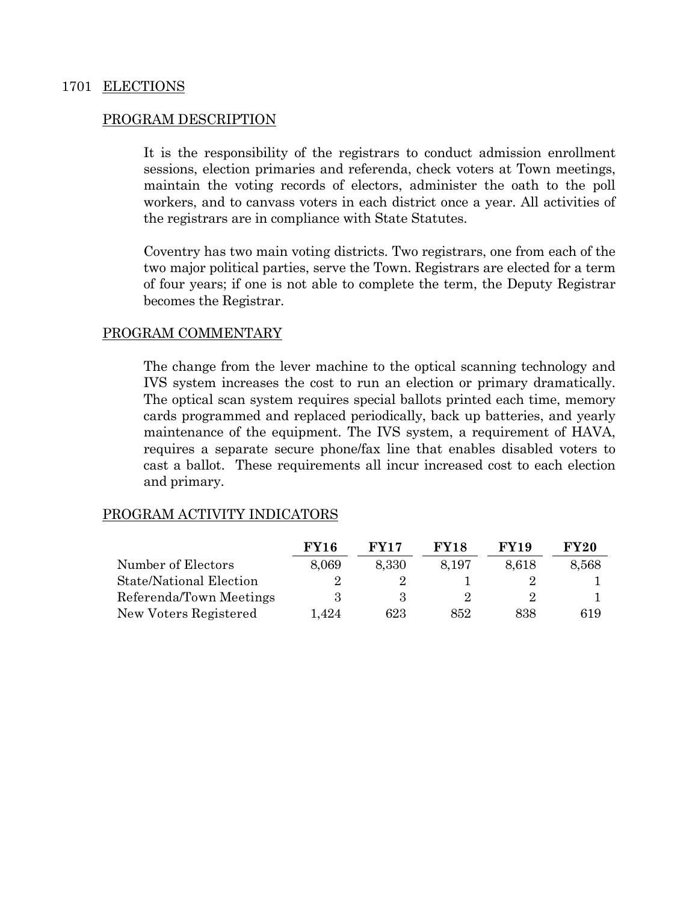## 1701 ELECTIONS

### PROGRAM DESCRIPTION

It is the responsibility of the registrars to conduct admission enrollment sessions, election primaries and referenda, check voters at Town meetings, maintain the voting records of electors, administer the oath to the poll workers, and to canvass voters in each district once a year. All activities of the registrars are in compliance with State Statutes.

Coventry has two main voting districts. Two registrars, one from each of the two major political parties, serve the Town. Registrars are elected for a term of four years; if one is not able to complete the term, the Deputy Registrar becomes the Registrar.

### PROGRAM COMMENTARY

The change from the lever machine to the optical scanning technology and IVS system increases the cost to run an election or primary dramatically. The optical scan system requires special ballots printed each time, memory cards programmed and replaced periodically, back up batteries, and yearly maintenance of the equipment. The IVS system, a requirement of HAVA, requires a separate secure phone/fax line that enables disabled voters to cast a ballot. These requirements all incur increased cost to each election and primary.

### PROGRAM ACTIVITY INDICATORS

| | FY16 | FY17 | FY18 | FY19 | FY20 |
|---|---|---|---|---|---|
| Number of Electors | 8,069 | 8,330 | 8,197 | 8,618 | 8,568 |
| State/National Election | 2 | 2 | 1 | 2 | 1 |
| Referenda/Town Meetings | 3 | 3 | 2 | 2 | 1 |
| New Voters Registered | 1,424 | 623 | 852 | 838 | 619 |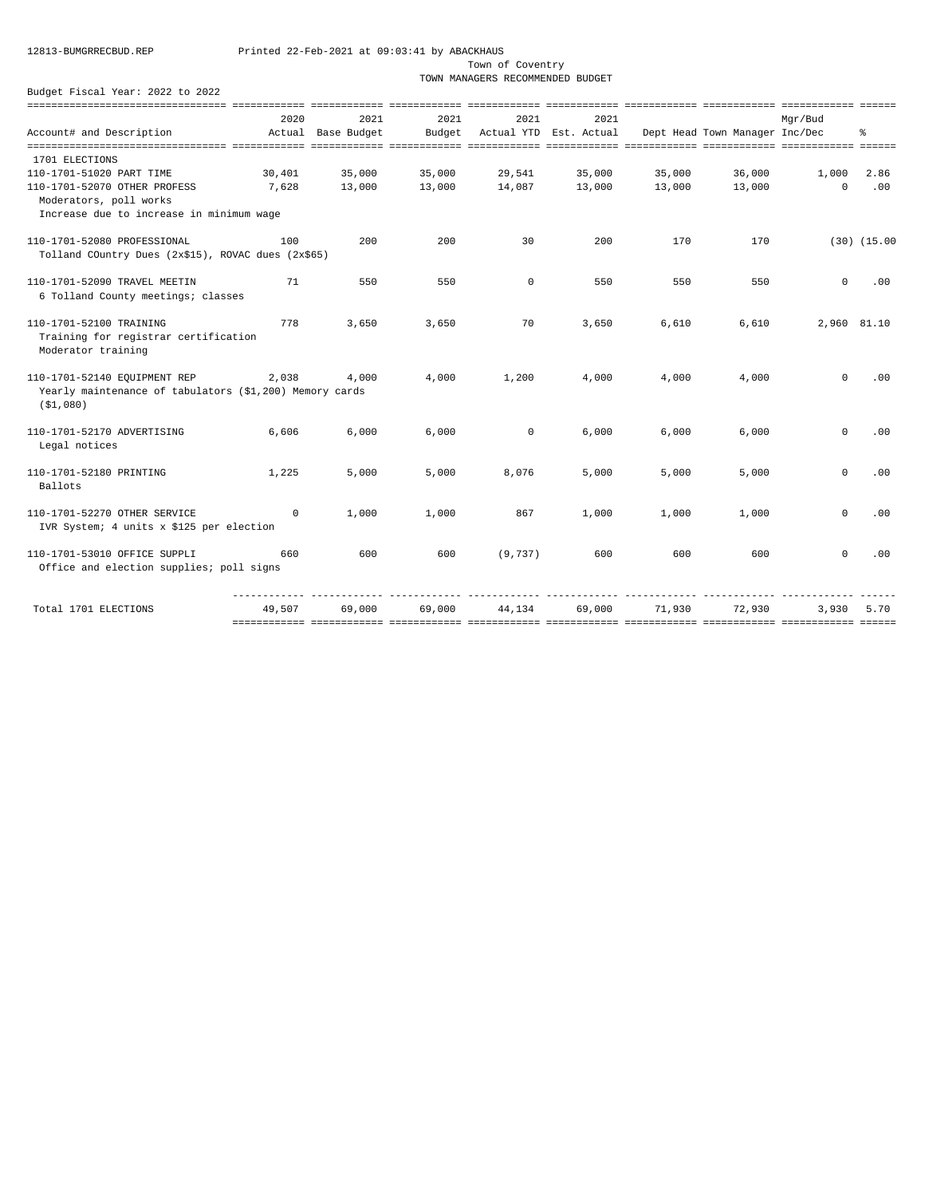12813-BUMGRRECBUD.REP Printed 22-Feb-2021 at 09:03:41 by ABACKHAUS

Town of Coventry

TOWN MANAGERS RECOMMENDED BUDGET

Budget Fiscal Year: 2022 to 2022

| Account# and Description | 2020 Actual | 2021 Base Budget | 2021 Budget | 2021 Actual YTD | 2021 Est. Actual | Dept Head | Town Manager | Mgr/Bud Inc/Dec | % |
|---|---|---|---|---|---|---|---|---|---|
| 1701 ELECTIONS | | | | | | | | | |
| 110-1701-51020 PART TIME | 30,401 | 35,000 | 35,000 | 29,541 | 35,000 | 35,000 | 36,000 | 1,000 | 2.86 |
| 110-1701-52070 OTHER PROFESS<br>Moderators, poll works<br>Increase due to increase in minimum wage | 7,628 | 13,000 | 13,000 | 14,087 | 13,000 | 13,000 | 13,000 | 0 | .00 |
| 110-1701-52080 PROFESSIONAL<br>Tolland COuntry Dues (2x$15), ROVAC dues (2x$65) | 100 | 200 | 200 | 30 | 200 | 170 | 170 | (30) | (15.00 |
| 110-1701-52090 TRAVEL MEETIN<br>6 Tolland County meetings; classes | 71 | 550 | 550 | 0 | 550 | 550 | 550 | 0 | .00 |
| 110-1701-52100 TRAINING<br>Training for registrar certification<br>Moderator training | 778 | 3,650 | 3,650 | 70 | 3,650 | 6,610 | 6,610 | 2,960 | 81.10 |
| 110-1701-52140 EQUIPMENT REP<br>Yearly maintenance of tabulators ($1,200) Memory cards ($1,080) | 2,038 | 4,000 | 4,000 | 1,200 | 4,000 | 4,000 | 4,000 | 0 | .00 |
| 110-1701-52170 ADVERTISING<br>Legal notices | 6,606 | 6,000 | 6,000 | 0 | 6,000 | 6,000 | 6,000 | 0 | .00 |
| 110-1701-52180 PRINTING<br>Ballots | 1,225 | 5,000 | 5,000 | 8,076 | 5,000 | 5,000 | 5,000 | 0 | .00 |
| 110-1701-52270 OTHER SERVICE<br>IVR System; 4 units x $125 per election | 0 | 1,000 | 1,000 | 867 | 1,000 | 1,000 | 1,000 | 0 | .00 |
| 110-1701-53010 OFFICE SUPPLI<br>Office and election supplies; poll signs | 660 | 600 | 600 | (9,737) | 600 | 600 | 600 | 0 | .00 |
| Total 1701 ELECTIONS | 49,507 | 69,000 | 69,000 | 44,134 | 69,000 | 71,930 | 72,930 | 3,930 | 5.70 |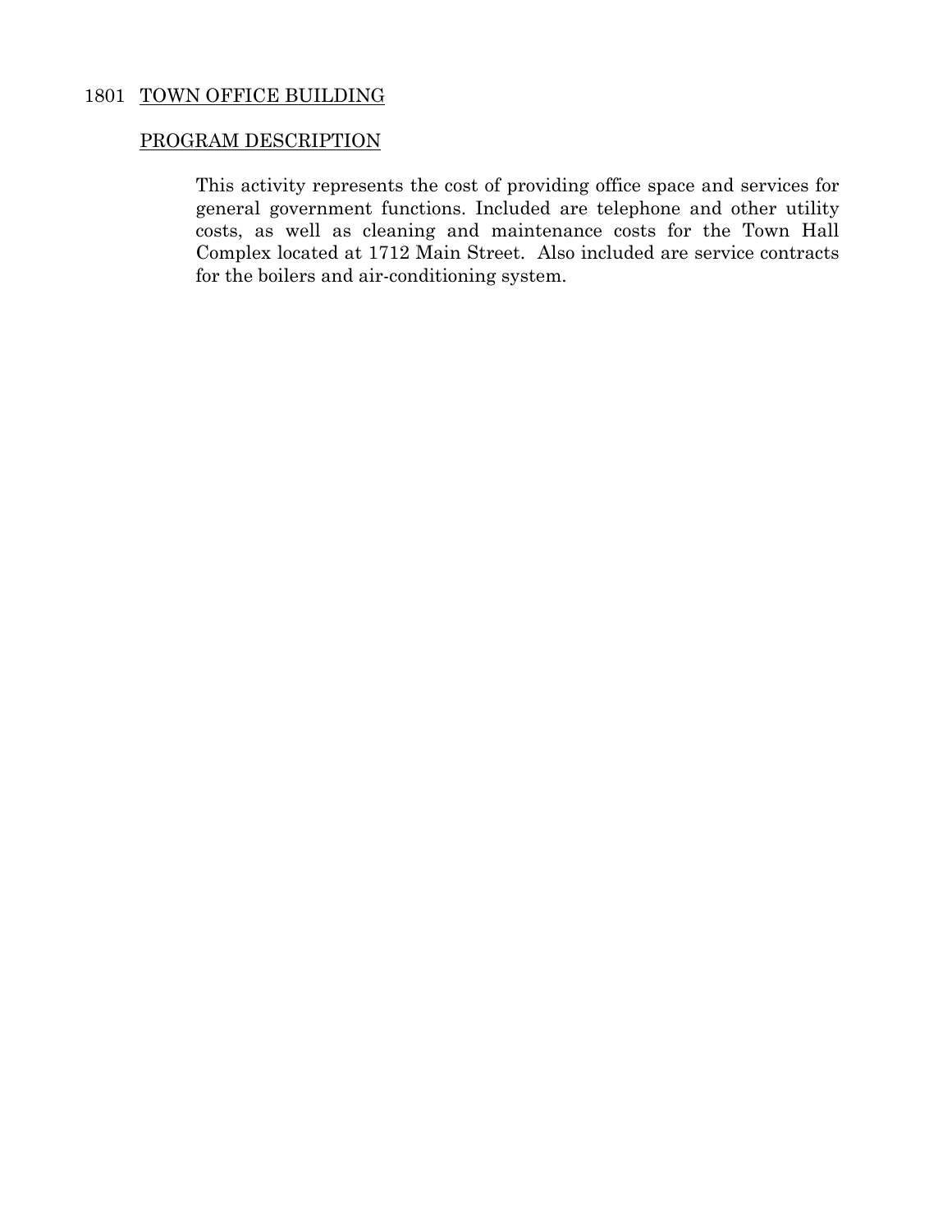## 1801 TOWN OFFICE BUILDING

### PROGRAM DESCRIPTION

This activity represents the cost of providing office space and services for general government functions. Included are telephone and other utility costs, as well as cleaning and maintenance costs for the Town Hall Complex located at 1712 Main Street. Also included are service contracts for the boilers and air-conditioning system.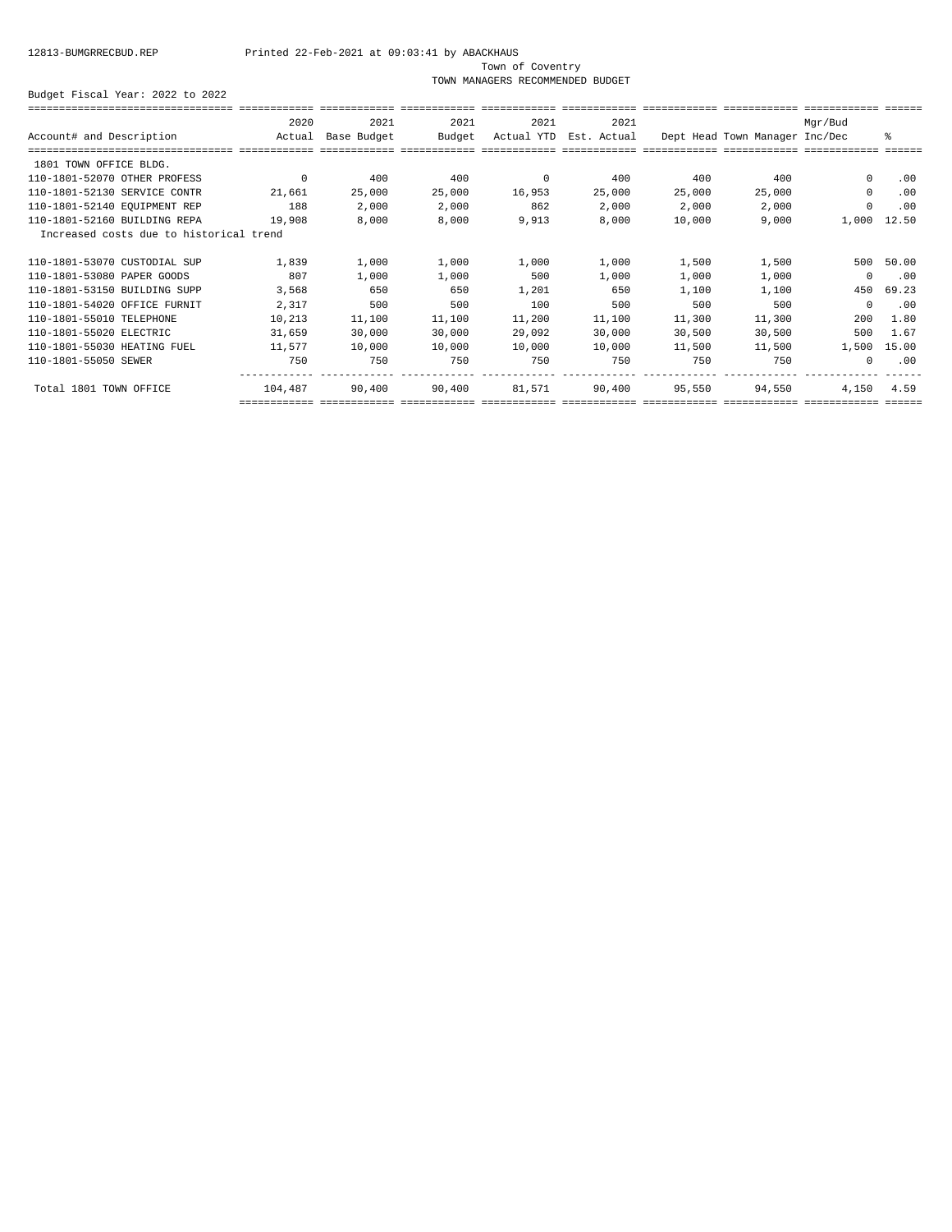12813-BUMGRRECBUD.REP Printed 22-Feb-2021 at 09:03:41 by ABACKHAUS

Town of Coventry

TOWN MANAGERS RECOMMENDED BUDGET

Budget Fiscal Year: 2022 to 2022

| Account# and Description | 2020 Actual | 2021 Base Budget | 2021 Budget | 2021 Actual YTD | 2021 Est. Actual | Dept Head | Town Manager | Mgr/Bud Inc/Dec | % |
|---|---|---|---|---|---|---|---|---|---|
| 1801 TOWN OFFICE BLDG. | | | | | | | | | |
| 110-1801-52070 OTHER PROFESS | 0 | 400 | 400 | 0 | 400 | 400 | 400 | 0 | .00 |
| 110-1801-52130 SERVICE CONTR | 21,661 | 25,000 | 25,000 | 16,953 | 25,000 | 25,000 | 25,000 | 0 | .00 |
| 110-1801-52140 EQUIPMENT REP | 188 | 2,000 | 2,000 | 862 | 2,000 | 2,000 | 2,000 | 0 | .00 |
| 110-1801-52160 BUILDING REPA | 19,908 | 8,000 | 8,000 | 9,913 | 8,000 | 10,000 | 9,000 | 1,000 | 12.50 |
| Increased costs due to historical trend | | | | | | | | | |
| 110-1801-53070 CUSTODIAL SUP | 1,839 | 1,000 | 1,000 | 1,000 | 1,000 | 1,500 | 1,500 | 500 | 50.00 |
| 110-1801-53080 PAPER GOODS | 807 | 1,000 | 1,000 | 500 | 1,000 | 1,000 | 1,000 | 0 | .00 |
| 110-1801-53150 BUILDING SUPP | 3,568 | 650 | 650 | 1,201 | 650 | 1,100 | 1,100 | 450 | 69.23 |
| 110-1801-54020 OFFICE FURNIT | 2,317 | 500 | 500 | 100 | 500 | 500 | 500 | 0 | .00 |
| 110-1801-55010 TELEPHONE | 10,213 | 11,100 | 11,100 | 11,200 | 11,100 | 11,300 | 11,300 | 200 | 1.80 |
| 110-1801-55020 ELECTRIC | 31,659 | 30,000 | 30,000 | 29,092 | 30,000 | 30,500 | 30,500 | 500 | 1.67 |
| 110-1801-55030 HEATING FUEL | 11,577 | 10,000 | 10,000 | 10,000 | 10,000 | 11,500 | 11,500 | 1,500 | 15.00 |
| 110-1801-55050 SEWER | 750 | 750 | 750 | 750 | 750 | 750 | 750 | 0 | .00 |
| Total 1801 TOWN OFFICE | 104,487 | 90,400 | 90,400 | 81,571 | 90,400 | 95,550 | 94,550 | 4,150 | 4.59 |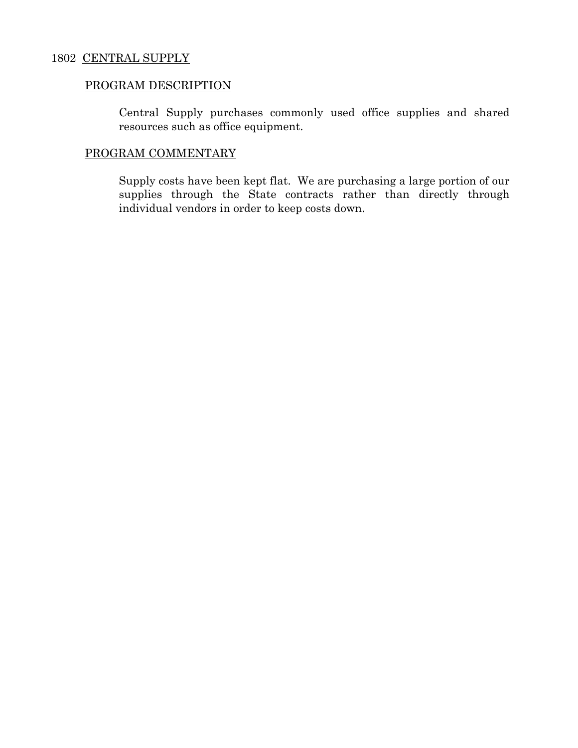# 1802 CENTRAL SUPPLY

## PROGRAM DESCRIPTION

Central Supply purchases commonly used office supplies and shared resources such as office equipment.

## PROGRAM COMMENTARY

Supply costs have been kept flat. We are purchasing a large portion of our supplies through the State contracts rather than directly through individual vendors in order to keep costs down.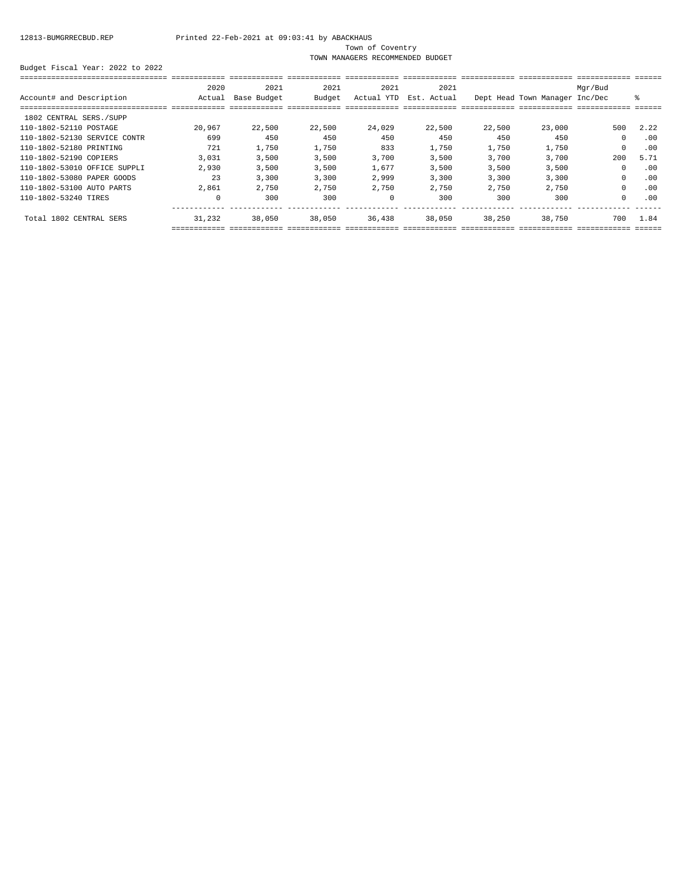12813-BUMGRRECBUD.REP Printed 22-Feb-2021 at 09:03:41 by ABACKHAUS

Town of Coventry

TOWN MANAGERS RECOMMENDED BUDGET

Budget Fiscal Year: 2022 to 2022

| Account# and Description | 2020 Actual | 2021 Base Budget | 2021 Budget | 2021 Actual YTD | 2021 Est. Actual | Dept Head | Town Manager | Mgr/Bud Inc/Dec | % |
|---|---|---|---|---|---|---|---|---|---|
| 1802 CENTRAL SERS./SUPP | | | | | | | | | |
| 110-1802-52110 POSTAGE | 20,967 | 22,500 | 22,500 | 24,029 | 22,500 | 22,500 | 23,000 | 500 | 2.22 |
| 110-1802-52130 SERVICE CONTR | 699 | 450 | 450 | 450 | 450 | 450 | 450 | 0 | .00 |
| 110-1802-52180 PRINTING | 721 | 1,750 | 1,750 | 833 | 1,750 | 1,750 | 1,750 | 0 | .00 |
| 110-1802-52190 COPIERS | 3,031 | 3,500 | 3,500 | 3,700 | 3,500 | 3,700 | 3,700 | 200 | 5.71 |
| 110-1802-53010 OFFICE SUPPLI | 2,930 | 3,500 | 3,500 | 1,677 | 3,500 | 3,500 | 3,500 | 0 | .00 |
| 110-1802-53080 PAPER GOODS | 23 | 3,300 | 3,300 | 2,999 | 3,300 | 3,300 | 3,300 | 0 | .00 |
| 110-1802-53100 AUTO PARTS | 2,861 | 2,750 | 2,750 | 2,750 | 2,750 | 2,750 | 2,750 | 0 | .00 |
| 110-1802-53240 TIRES | 0 | 300 | 300 | 0 | 300 | 300 | 300 | 0 | .00 |
| Total 1802 CENTRAL SERS | 31,232 | 38,050 | 38,050 | 36,438 | 38,050 | 38,250 | 38,750 | 700 | 1.84 |